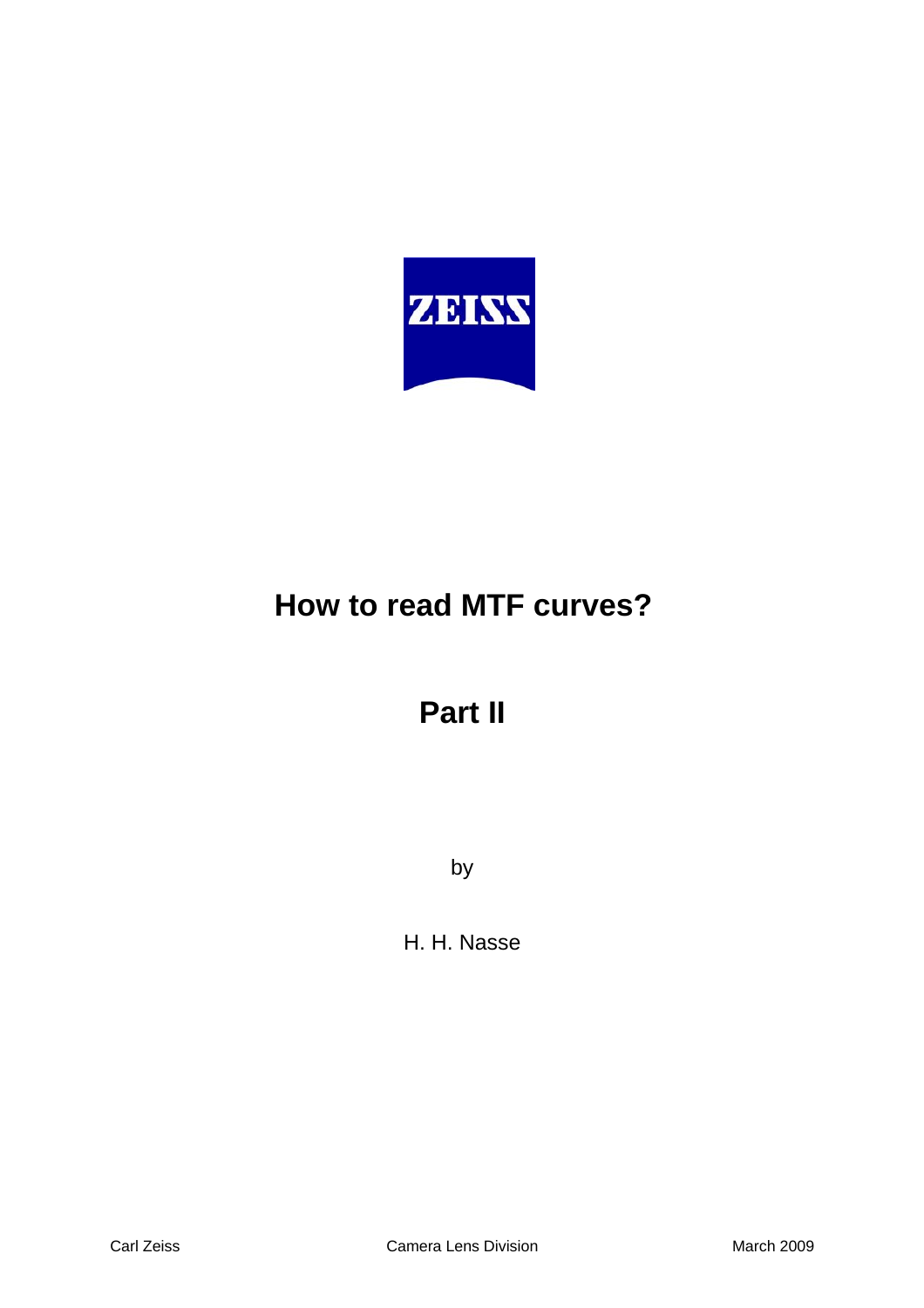ZEISS

# How to read MTF curves?

## Part II

by

H. H. Nasse

Carl Zeiss Camera Lens Division March 2009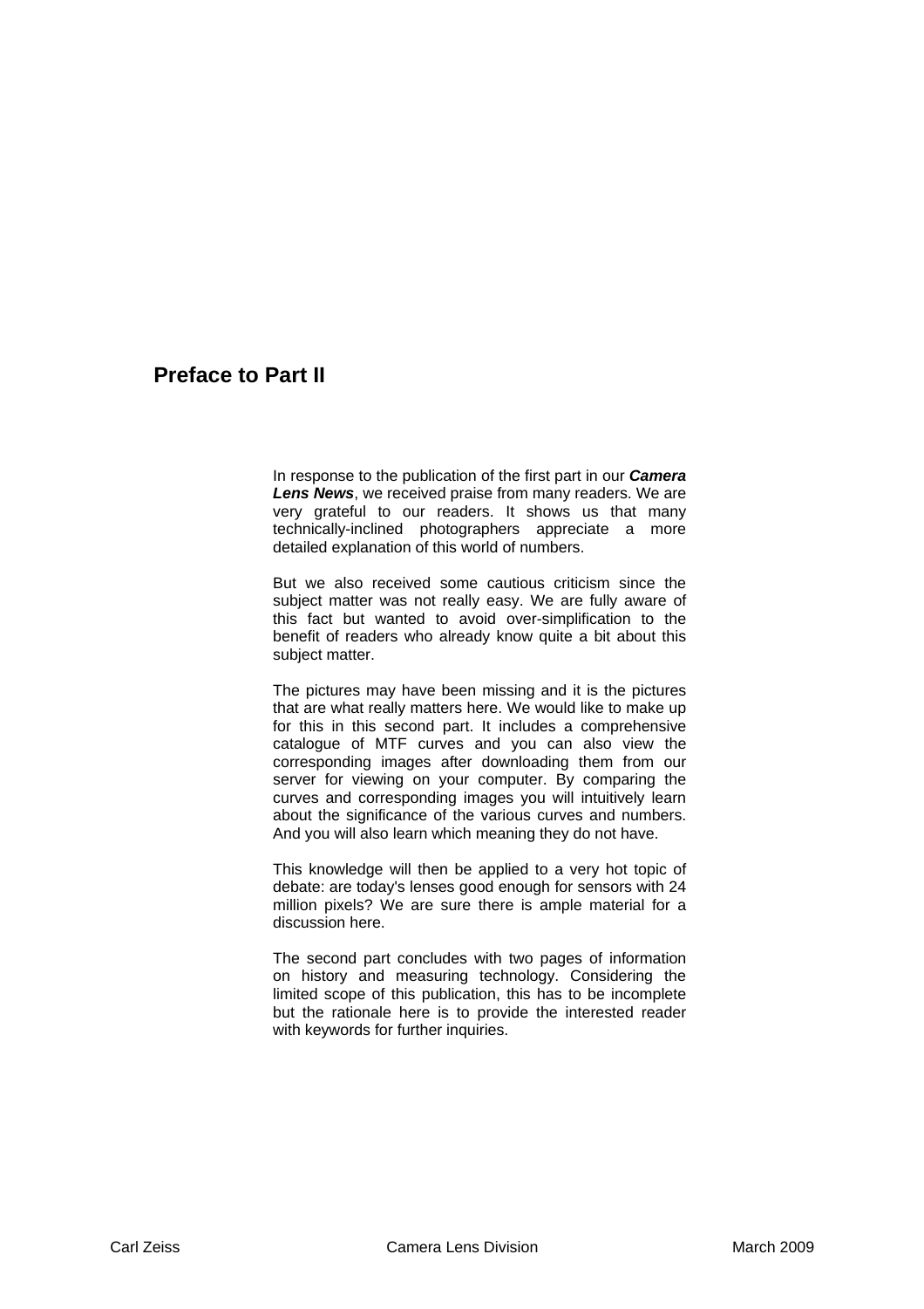## Preface to Part II

In response to the publication of the first part in our ***Camera Lens News***, we received praise from many readers. We are very grateful to our readers. It shows us that many technically-inclined photographers appreciate a more detailed explanation of this world of numbers.

But we also received some cautious criticism since the subject matter was not really easy. We are fully aware of this fact but wanted to avoid over-simplification to the benefit of readers who already know quite a bit about this subject matter.

The pictures may have been missing and it is the pictures that are what really matters here. We would like to make up for this in this second part. It includes a comprehensive catalogue of MTF curves and you can also view the corresponding images after downloading them from our server for viewing on your computer. By comparing the curves and corresponding images you will intuitively learn about the significance of the various curves and numbers. And you will also learn which meaning they do not have.

This knowledge will then be applied to a very hot topic of debate: are today's lenses good enough for sensors with 24 million pixels? We are sure there is ample material for a discussion here.

The second part concludes with two pages of information on history and measuring technology. Considering the limited scope of this publication, this has to be incomplete but the rationale here is to provide the interested reader with keywords for further inquiries.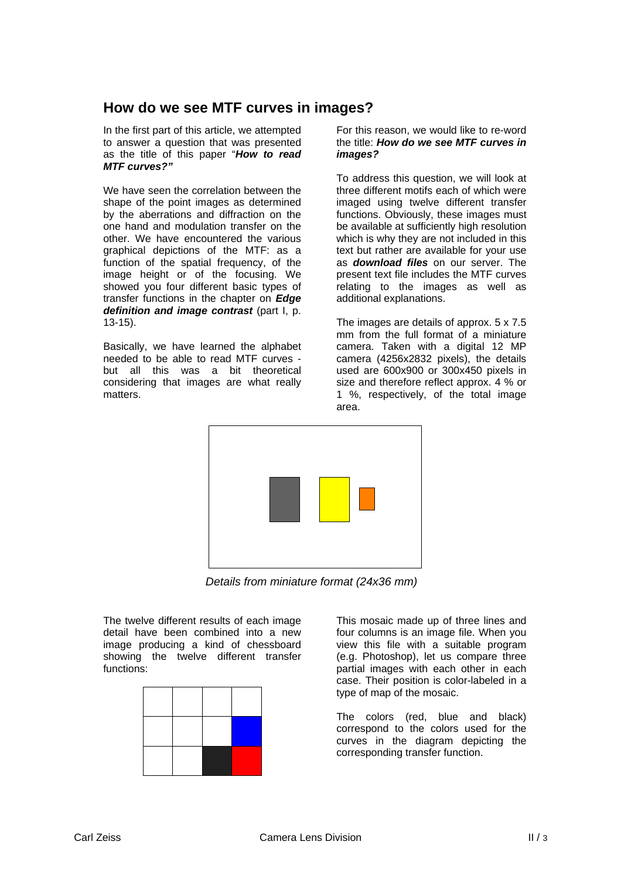## How do we see MTF curves in images?

In the first part of this article, we attempted to answer a question that was presented as the title of this paper "***How to read MTF curves?"***

We have seen the correlation between the shape of the point images as determined by the aberrations and diffraction on the one hand and modulation transfer on the other. We have encountered the various graphical depictions of the MTF: as a function of the spatial frequency, of the image height or of the focusing. We showed you four different basic types of transfer functions in the chapter on ***Edge definition and image contrast*** (part I, p. 13-15).

Basically, we have learned the alphabet needed to be able to read MTF curves - but all this was a bit theoretical considering that images are what really matters.

For this reason, we would like to re-word the title: ***How do we see MTF curves in images?***

To address this question, we will look at three different motifs each of which were imaged using twelve different transfer functions. Obviously, these images must be available at sufficiently high resolution which is why they are not included in this text but rather are available for your use as ***download files*** on our server. The present text file includes the MTF curves relating to the images as well as additional explanations.

The images are details of approx. 5 x 7.5 mm from the full format of a miniature camera. Taken with a digital 12 MP camera (4256x2832 pixels), the details used are 600x900 or 300x450 pixels in size and therefore reflect approx. 4 % or 1 %, respectively, of the total image area.

*Details from miniature format (24x36 mm)*

The twelve different results of each image detail have been combined into a new image producing a kind of chessboard showing the twelve different transfer functions:

This mosaic made up of three lines and four columns is an image file. When you view this file with a suitable program (e.g. Photoshop), let us compare three partial images with each other in each case. Their position is color-labeled in a type of map of the mosaic.

The colors (red, blue and black) correspond to the colors used for the curves in the diagram depicting the corresponding transfer function.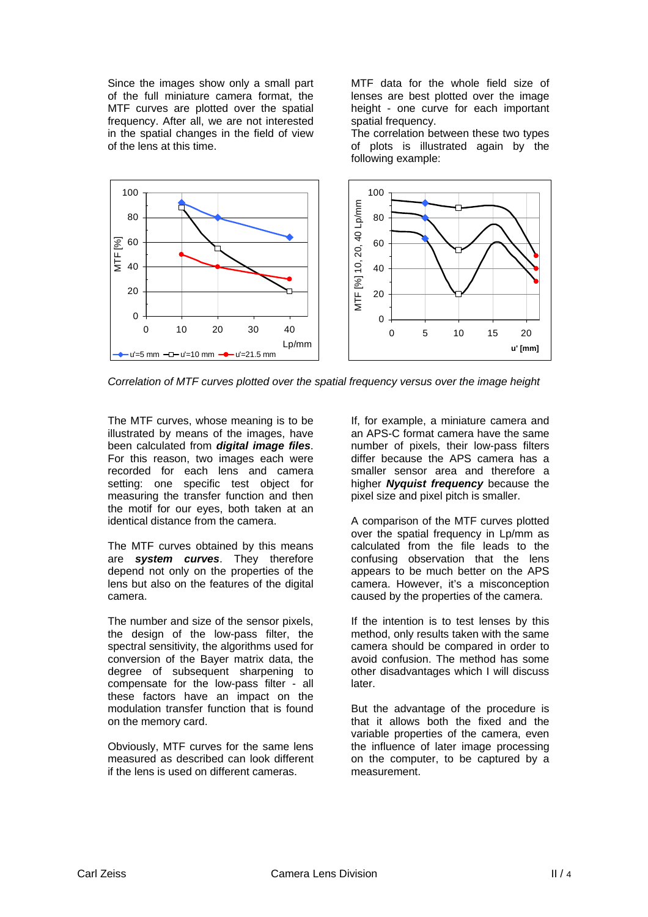Since the images show only a small part of the full miniature camera format, the MTF curves are plotted over the spatial frequency. After all, we are not interested in the spatial changes in the field of view of the lens at this time.

MTF data for the whole field size of lenses are best plotted over the image height - one curve for each important spatial frequency.
The correlation between these two types of plots is illustrated again by the following example:

*Correlation of MTF curves plotted over the spatial frequency versus over the image height*

The MTF curves, whose meaning is to be illustrated by means of the images, have been calculated from ***digital image files***. For this reason, two images each were recorded for each lens and camera setting: one specific test object for measuring the transfer function and then the motif for our eyes, both taken at an identical distance from the camera.

The MTF curves obtained by this means are ***system curves***. They therefore depend not only on the properties of the lens but also on the features of the digital camera.

The number and size of the sensor pixels, the design of the low-pass filter, the spectral sensitivity, the algorithms used for conversion of the Bayer matrix data, the degree of subsequent sharpening to compensate for the low-pass filter - all these factors have an impact on the modulation transfer function that is found on the memory card.

Obviously, MTF curves for the same lens measured as described can look different if the lens is used on different cameras.

If, for example, a miniature camera and an APS-C format camera have the same number of pixels, their low-pass filters differ because the APS camera has a smaller sensor area and therefore a higher ***Nyquist frequency*** because the pixel size and pixel pitch is smaller.

A comparison of the MTF curves plotted over the spatial frequency in Lp/mm as calculated from the file leads to the confusing observation that the lens appears to be much better on the APS camera. However, it's a misconception caused by the properties of the camera.

If the intention is to test lenses by this method, only results taken with the same camera should be compared in order to avoid confusion. The method has some other disadvantages which I will discuss later.

But the advantage of the procedure is that it allows both the fixed and the variable properties of the camera, even the influence of later image processing on the computer, to be captured by a measurement.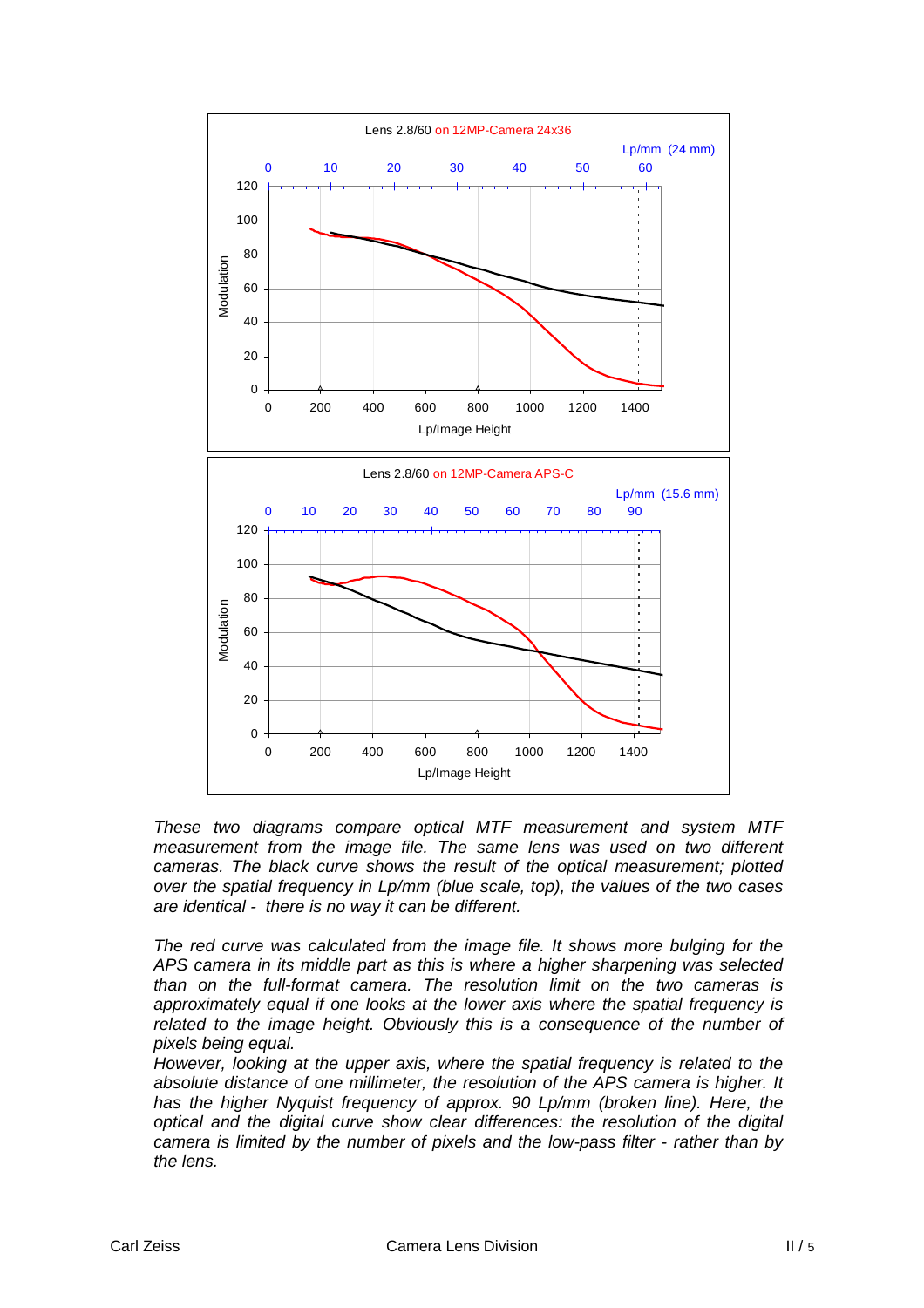*These two diagrams compare optical MTF measurement and system MTF measurement from the image file. The same lens was used on two different cameras. The black curve shows the result of the optical measurement; plotted over the spatial frequency in Lp/mm (blue scale, top), the values of the two cases are identical - there is no way it can be different.*

*The red curve was calculated from the image file. It shows more bulging for the APS camera in its middle part as this is where a higher sharpening was selected than on the full-format camera. The resolution limit on the two cameras is approximately equal if one looks at the lower axis where the spatial frequency is related to the image height. Obviously this is a consequence of the number of pixels being equal.*

*However, looking at the upper axis, where the spatial frequency is related to the absolute distance of one millimeter, the resolution of the APS camera is higher. It has the higher Nyquist frequency of approx. 90 Lp/mm (broken line). Here, the optical and the digital curve show clear differences: the resolution of the digital camera is limited by the number of pixels and the low-pass filter - rather than by the lens.*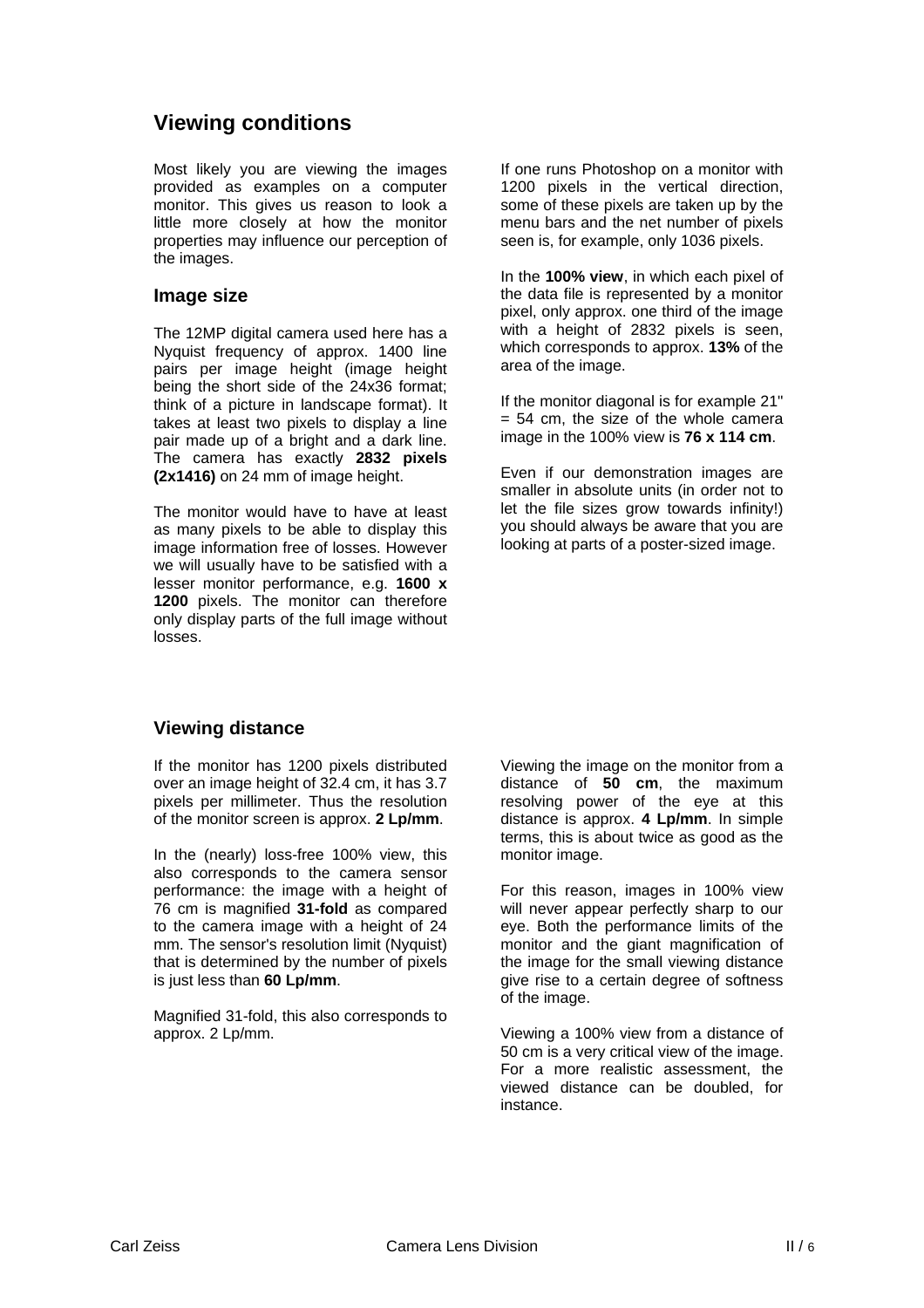## Viewing conditions

Most likely you are viewing the images provided as examples on a computer monitor. This gives us reason to look a little more closely at how the monitor properties may influence our perception of the images.

### Image size

The 12MP digital camera used here has a Nyquist frequency of approx. 1400 line pairs per image height (image height being the short side of the 24x36 format; think of a picture in landscape format). It takes at least two pixels to display a line pair made up of a bright and a dark line. The camera has exactly **2832 pixels (2x1416)** on 24 mm of image height.

The monitor would have to have at least as many pixels to be able to display this image information free of losses. However we will usually have to be satisfied with a lesser monitor performance, e.g. **1600 x 1200** pixels. The monitor can therefore only display parts of the full image without losses.

If one runs Photoshop on a monitor with 1200 pixels in the vertical direction, some of these pixels are taken up by the menu bars and the net number of pixels seen is, for example, only 1036 pixels.

In the **100% view**, in which each pixel of the data file is represented by a monitor pixel, only approx. one third of the image with a height of 2832 pixels is seen, which corresponds to approx. **13%** of the area of the image.

If the monitor diagonal is for example 21" = 54 cm, the size of the whole camera image in the 100% view is **76 x 114 cm**.

Even if our demonstration images are smaller in absolute units (in order not to let the file sizes grow towards infinity!) you should always be aware that you are looking at parts of a poster-sized image.

### Viewing distance

If the monitor has 1200 pixels distributed over an image height of 32.4 cm, it has 3.7 pixels per millimeter. Thus the resolution of the monitor screen is approx. **2 Lp/mm**.

In the (nearly) loss-free 100% view, this also corresponds to the camera sensor performance: the image with a height of 76 cm is magnified **31-fold** as compared to the camera image with a height of 24 mm. The sensor's resolution limit (Nyquist) that is determined by the number of pixels is just less than **60 Lp/mm**.

Magnified 31-fold, this also corresponds to approx. 2 Lp/mm.

Viewing the image on the monitor from a distance of **50 cm**, the maximum resolving power of the eye at this distance is approx. **4 Lp/mm**. In simple terms, this is about twice as good as the monitor image.

For this reason, images in 100% view will never appear perfectly sharp to our eye. Both the performance limits of the monitor and the giant magnification of the image for the small viewing distance give rise to a certain degree of softness of the image.

Viewing a 100% view from a distance of 50 cm is a very critical view of the image. For a more realistic assessment, the viewed distance can be doubled, for instance.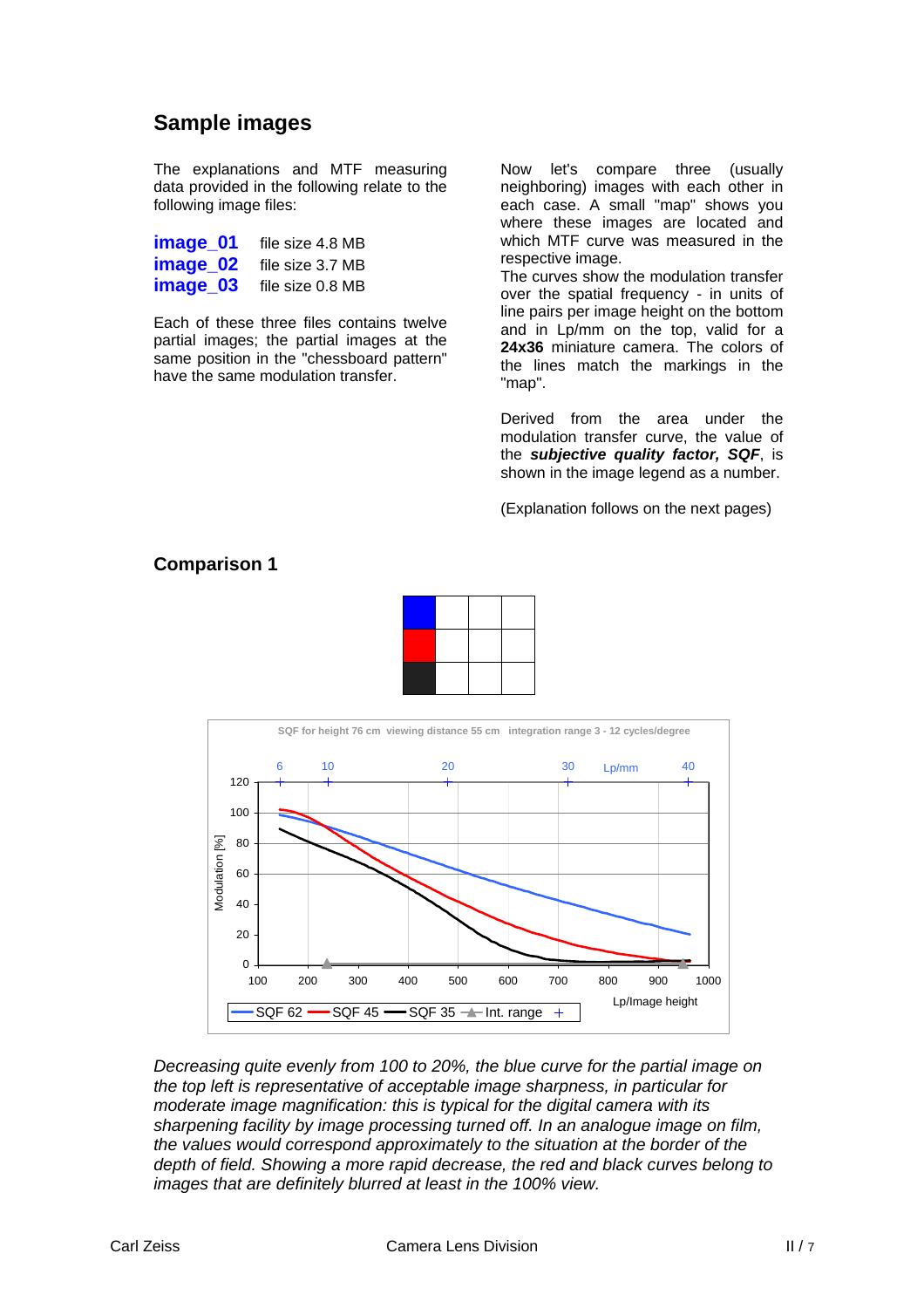## Sample images

The explanations and MTF measuring data provided in the following relate to the following image files:

**image_01** file size 4.8 MB
**image_02** file size 3.7 MB
**image_03** file size 0.8 MB

Each of these three files contains twelve partial images; the partial images at the same position in the "chessboard pattern" have the same modulation transfer.

Now let's compare three (usually neighboring) images with each other in each case. A small "map" shows you where these images are located and which MTF curve was measured in the respective image.

The curves show the modulation transfer over the spatial frequency - in units of line pairs per image height on the bottom and in Lp/mm on the top, valid for a **24x36** miniature camera. The colors of the lines match the markings in the "map".

Derived from the area under the modulation transfer curve, the value of the ***subjective quality factor, SQF***, is shown in the image legend as a number.

(Explanation follows on the next pages)

### Comparison 1

*Decreasing quite evenly from 100 to 20%, the blue curve for the partial image on the top left is representative of acceptable image sharpness, in particular for moderate image magnification: this is typical for the digital camera with its sharpening facility by image processing turned off. In an analogue image on film, the values would correspond approximately to the situation at the border of the depth of field. Showing a more rapid decrease, the red and black curves belong to images that are definitely blurred at least in the 100% view.*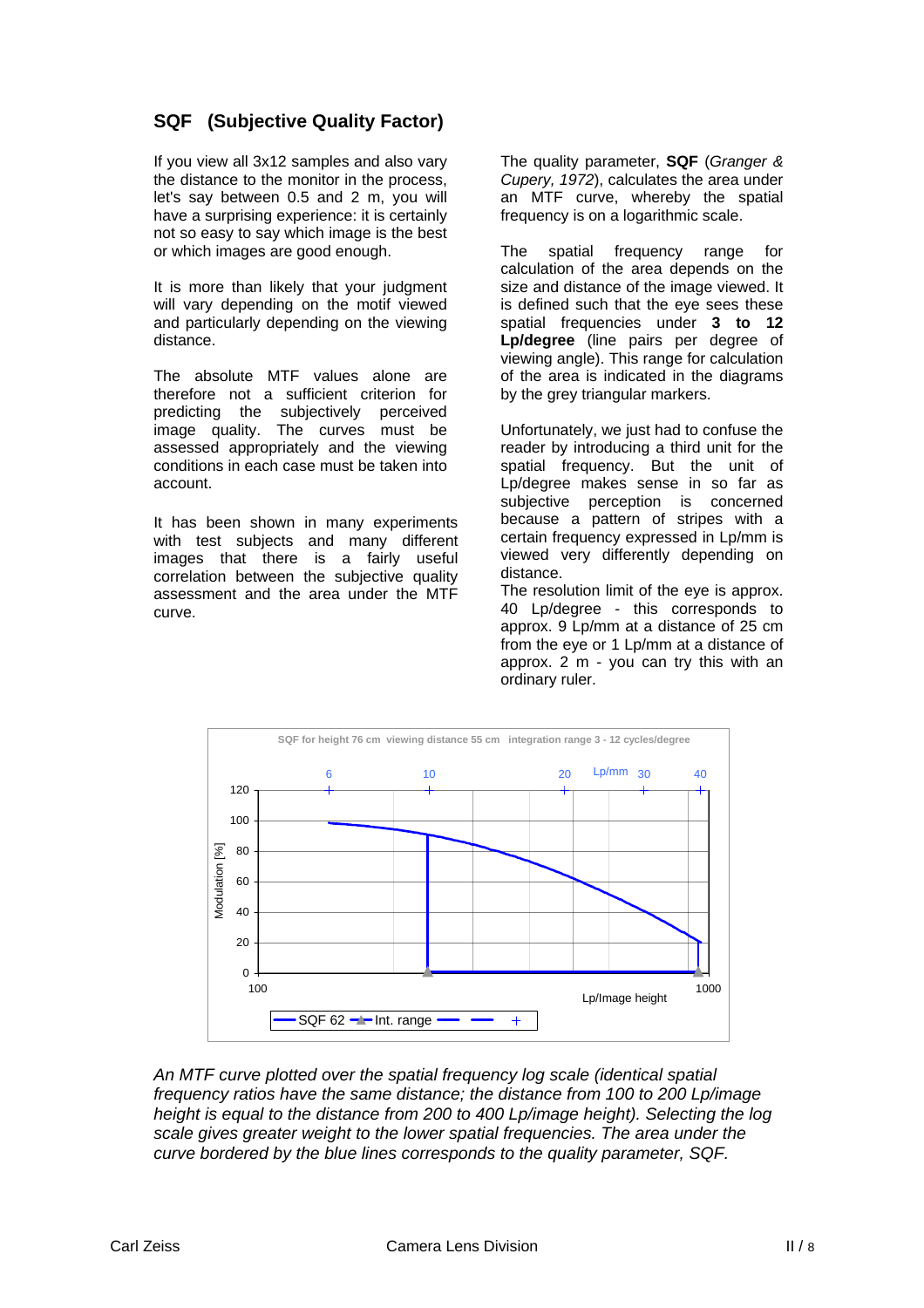## SQF (Subjective Quality Factor)

If you view all 3x12 samples and also vary the distance to the monitor in the process, let's say between 0.5 and 2 m, you will have a surprising experience: it is certainly not so easy to say which image is the best or which images are good enough.

It is more than likely that your judgment will vary depending on the motif viewed and particularly depending on the viewing distance.

The absolute MTF values alone are therefore not a sufficient criterion for predicting the subjectively perceived image quality. The curves must be assessed appropriately and the viewing conditions in each case must be taken into account.

It has been shown in many experiments with test subjects and many different images that there is a fairly useful correlation between the subjective quality assessment and the area under the MTF curve.

The quality parameter, **SQF** (*Granger & Cupery, 1972*), calculates the area under an MTF curve, whereby the spatial frequency is on a logarithmic scale.

The spatial frequency range for calculation of the area depends on the size and distance of the image viewed. It is defined such that the eye sees these spatial frequencies under **3 to 12 Lp/degree** (line pairs per degree of viewing angle). This range for calculation of the area is indicated in the diagrams by the grey triangular markers.

Unfortunately, we just had to confuse the reader by introducing a third unit for the spatial frequency. But the unit of Lp/degree makes sense in so far as subjective perception is concerned because a pattern of stripes with a certain frequency expressed in Lp/mm is viewed very differently depending on distance.

The resolution limit of the eye is approx. 40 Lp/degree - this corresponds to approx. 9 Lp/mm at a distance of 25 cm from the eye or 1 Lp/mm at a distance of approx. 2 m - you can try this with an ordinary ruler.

SQF for height 76 cm viewing distance 55 cm integration range 3 - 12 cycles/degree

*An MTF curve plotted over the spatial frequency log scale (identical spatial frequency ratios have the same distance; the distance from 100 to 200 Lp/image height is equal to the distance from 200 to 400 Lp/image height). Selecting the log scale gives greater weight to the lower spatial frequencies. The area under the curve bordered by the blue lines corresponds to the quality parameter, SQF.*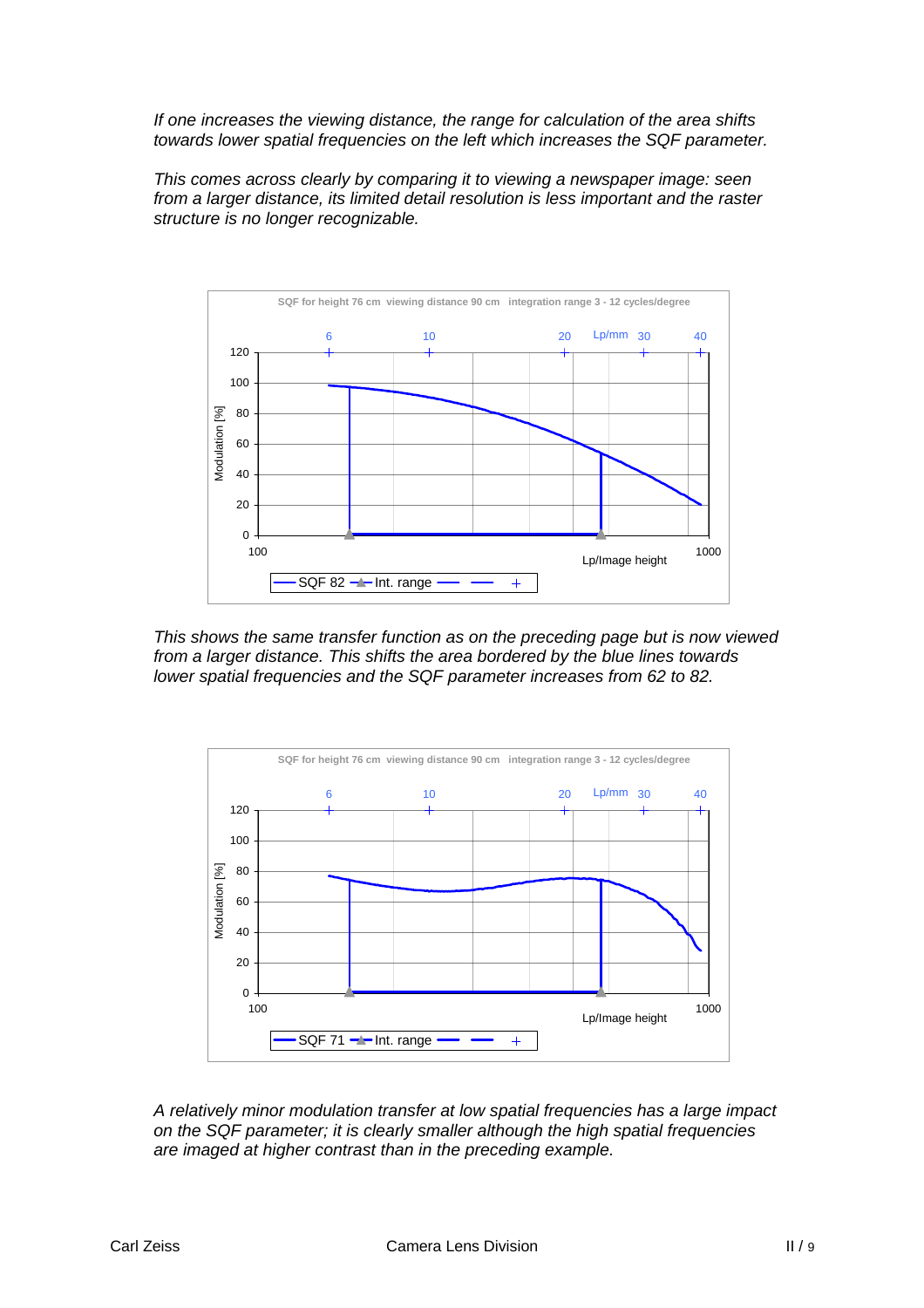*If one increases the viewing distance, the range for calculation of the area shifts towards lower spatial frequencies on the left which increases the SQF parameter.*

*This comes across clearly by comparing it to viewing a newspaper image: seen from a larger distance, its limited detail resolution is less important and the raster structure is no longer recognizable.*

*This shows the same transfer function as on the preceding page but is now viewed from a larger distance. This shifts the area bordered by the blue lines towards lower spatial frequencies and the SQF parameter increases from 62 to 82.*

*A relatively minor modulation transfer at low spatial frequencies has a large impact on the SQF parameter; it is clearly smaller although the high spatial frequencies are imaged at higher contrast than in the preceding example.*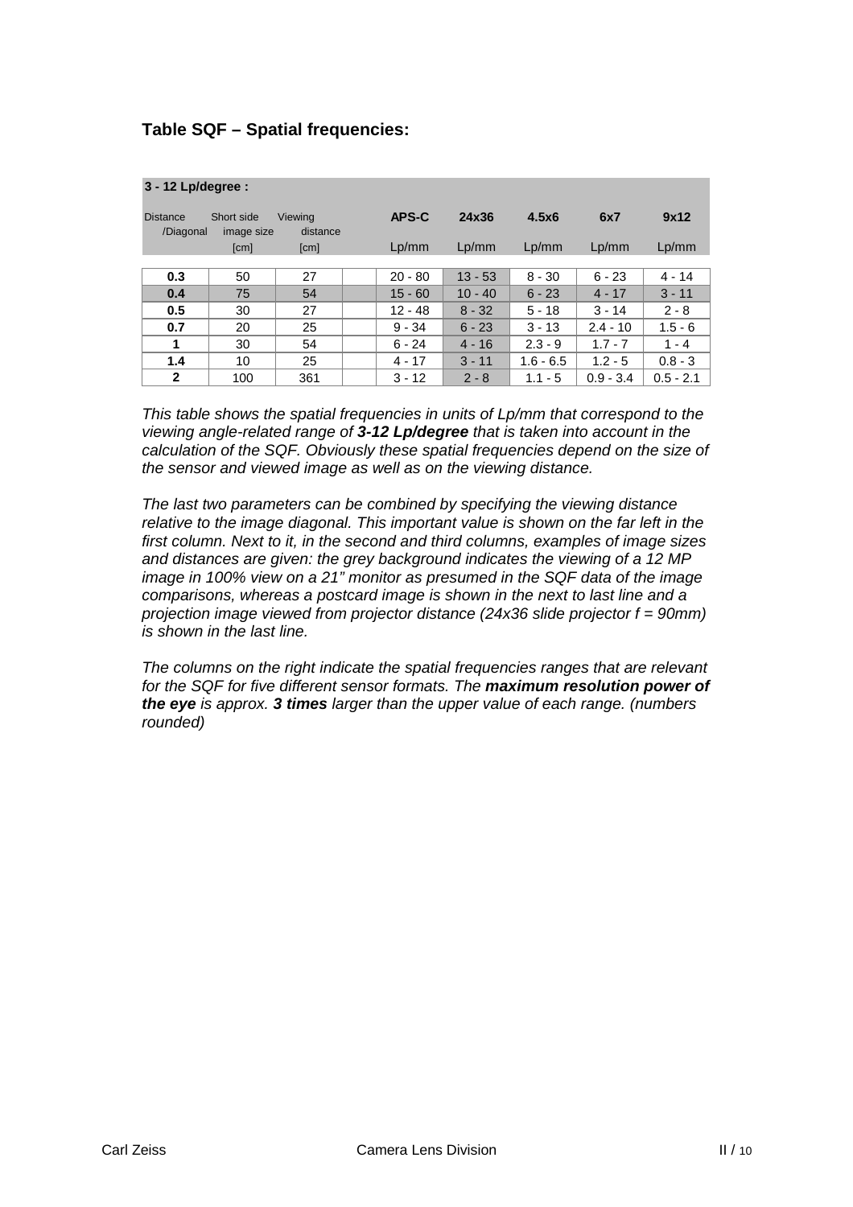### Table SQF – Spatial frequencies:

| 3 - 12 Lp/degree : | | | | | | | | |
|---|---|---|---|---|---|---|---|---|
| Distance /Diagonal | Short side image size [cm] | Viewing distance [cm] | | APS-C Lp/mm | 24x36 Lp/mm | 4.5x6 Lp/mm | 6x7 Lp/mm | 9x12 Lp/mm |
| **0.3** | 50 | 27 | | 20 - 80 | 13 - 53 | 8 - 30 | 6 - 23 | 4 - 14 |
| **0.4** | 75 | 54 | | 15 - 60 | 10 - 40 | 6 - 23 | 4 - 17 | 3 - 11 |
| **0.5** | 30 | 27 | | 12 - 48 | 8 - 32 | 5 - 18 | 3 - 14 | 2 - 8 |
| **0.7** | 20 | 25 | | 9 - 34 | 6 - 23 | 3 - 13 | 2.4 - 10 | 1.5 - 6 |
| **1** | 30 | 54 | | 6 - 24 | 4 - 16 | 2.3 - 9 | 1.7 - 7 | 1 - 4 |
| **1.4** | 10 | 25 | | 4 - 17 | 3 - 11 | 1.6 - 6.5 | 1.2 - 5 | 0.8 - 3 |
| **2** | 100 | 361 | | 3 - 12 | 2 - 8 | 1.1 - 5 | 0.9 - 3.4 | 0.5 - 2.1 |

*This table shows the spatial frequencies in units of Lp/mm that correspond to the viewing angle-related range of **3-12 Lp/degree** that is taken into account in the calculation of the SQF. Obviously these spatial frequencies depend on the size of the sensor and viewed image as well as on the viewing distance.*

*The last two parameters can be combined by specifying the viewing distance relative to the image diagonal. This important value is shown on the far left in the first column. Next to it, in the second and third columns, examples of image sizes and distances are given: the grey background indicates the viewing of a 12 MP image in 100% view on a 21" monitor as presumed in the SQF data of the image comparisons, whereas a postcard image is shown in the next to last line and a projection image viewed from projector distance (24x36 slide projector f = 90mm) is shown in the last line.*

*The columns on the right indicate the spatial frequencies ranges that are relevant for the SQF for five different sensor formats. The **maximum resolution power of the eye** is approx. **3 times** larger than the upper value of each range. (numbers rounded)*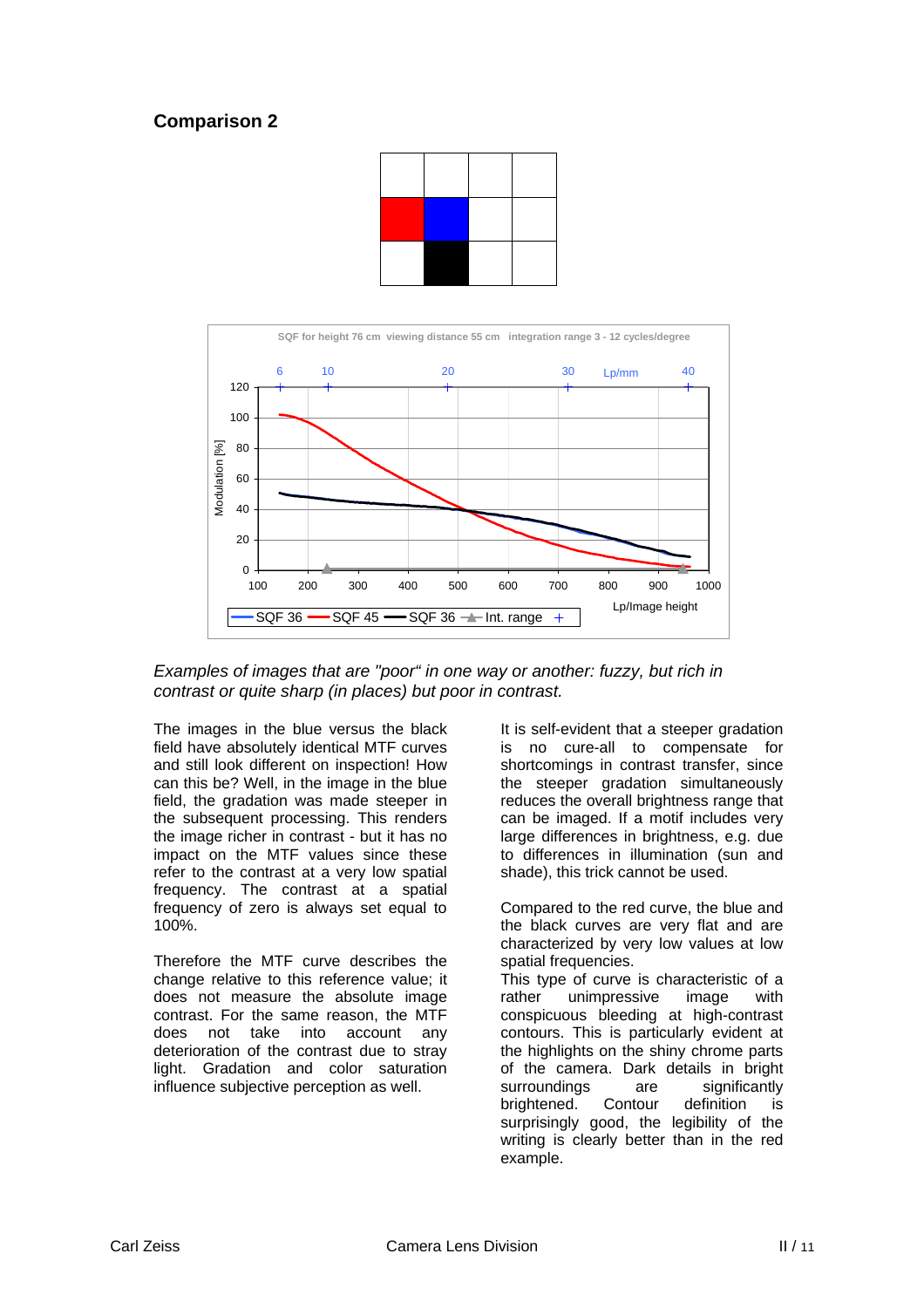## Comparison 2

*Examples of images that are "poor“ in one way or another: fuzzy, but rich in contrast or quite sharp (in places) but poor in contrast.*

The images in the blue versus the black field have absolutely identical MTF curves and still look different on inspection! How can this be? Well, in the image in the blue field, the gradation was made steeper in the subsequent processing. This renders the image richer in contrast - but it has no impact on the MTF values since these refer to the contrast at a very low spatial frequency. The contrast at a spatial frequency of zero is always set equal to 100%.

Therefore the MTF curve describes the change relative to this reference value; it does not measure the absolute image contrast. For the same reason, the MTF does not take into account any deterioration of the contrast due to stray light. Gradation and color saturation influence subjective perception as well.

It is self-evident that a steeper gradation is no cure-all to compensate for shortcomings in contrast transfer, since the steeper gradation simultaneously reduces the overall brightness range that can be imaged. If a motif includes very large differences in brightness, e.g. due to differences in illumination (sun and shade), this trick cannot be used.

Compared to the red curve, the blue and the black curves are very flat and are characterized by very low values at low spatial frequencies.
This type of curve is characteristic of a rather unimpressive image with conspicuous bleeding at high-contrast contours. This is particularly evident at the highlights on the shiny chrome parts of the camera. Dark details in bright surroundings are significantly brightened. Contour definition is surprisingly good, the legibility of the writing is clearly better than in the red example.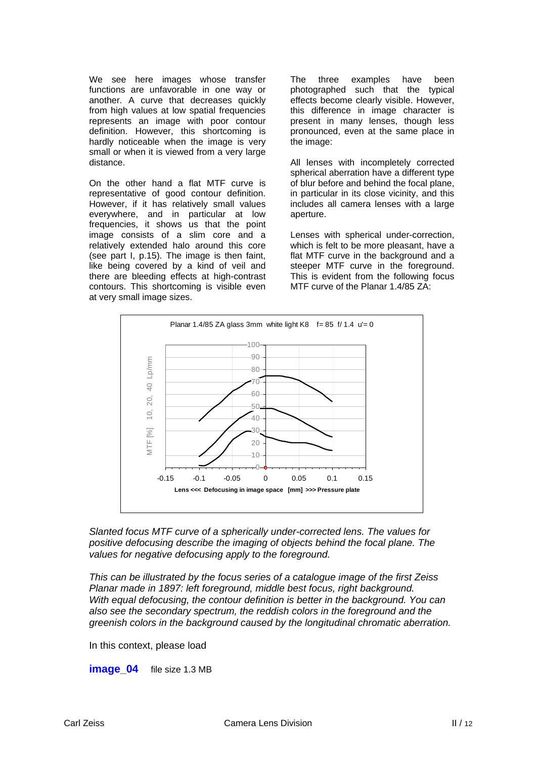We see here images whose transfer functions are unfavorable in one way or another. A curve that decreases quickly from high values at low spatial frequencies represents an image with poor contour definition. However, this shortcoming is hardly noticeable when the image is very small or when it is viewed from a very large distance.

On the other hand a flat MTF curve is representative of good contour definition. However, if it has relatively small values everywhere, and in particular at low frequencies, it shows us that the point image consists of a slim core and a relatively extended halo around this core (see part I, p.15). The image is then faint, like being covered by a kind of veil and there are bleeding effects at high-contrast contours. This shortcoming is visible even at very small image sizes.

The three examples have been photographed such that the typical effects become clearly visible. However, this difference in image character is present in many lenses, though less pronounced, even at the same place in the image:

All lenses with incompletely corrected spherical aberration have a different type of blur before and behind the focal plane, in particular in its close vicinity, and this includes all camera lenses with a large aperture.

Lenses with spherical under-correction, which is felt to be more pleasant, have a flat MTF curve in the background and a steeper MTF curve in the foreground. This is evident from the following focus MTF curve of the Planar 1.4/85 ZA:

*Slanted focus MTF curve of a spherically under-corrected lens. The values for positive defocusing describe the imaging of objects behind the focal plane. The values for negative defocusing apply to the foreground.*

*This can be illustrated by the focus series of a catalogue image of the first Zeiss Planar made in 1897: left foreground, middle best focus, right background.*
*With equal defocusing, the contour definition is better in the background. You can also see the secondary spectrum, the reddish colors in the foreground and the greenish colors in the background caused by the longitudinal chromatic aberration.*

In this context, please load

**image_04** file size 1.3 MB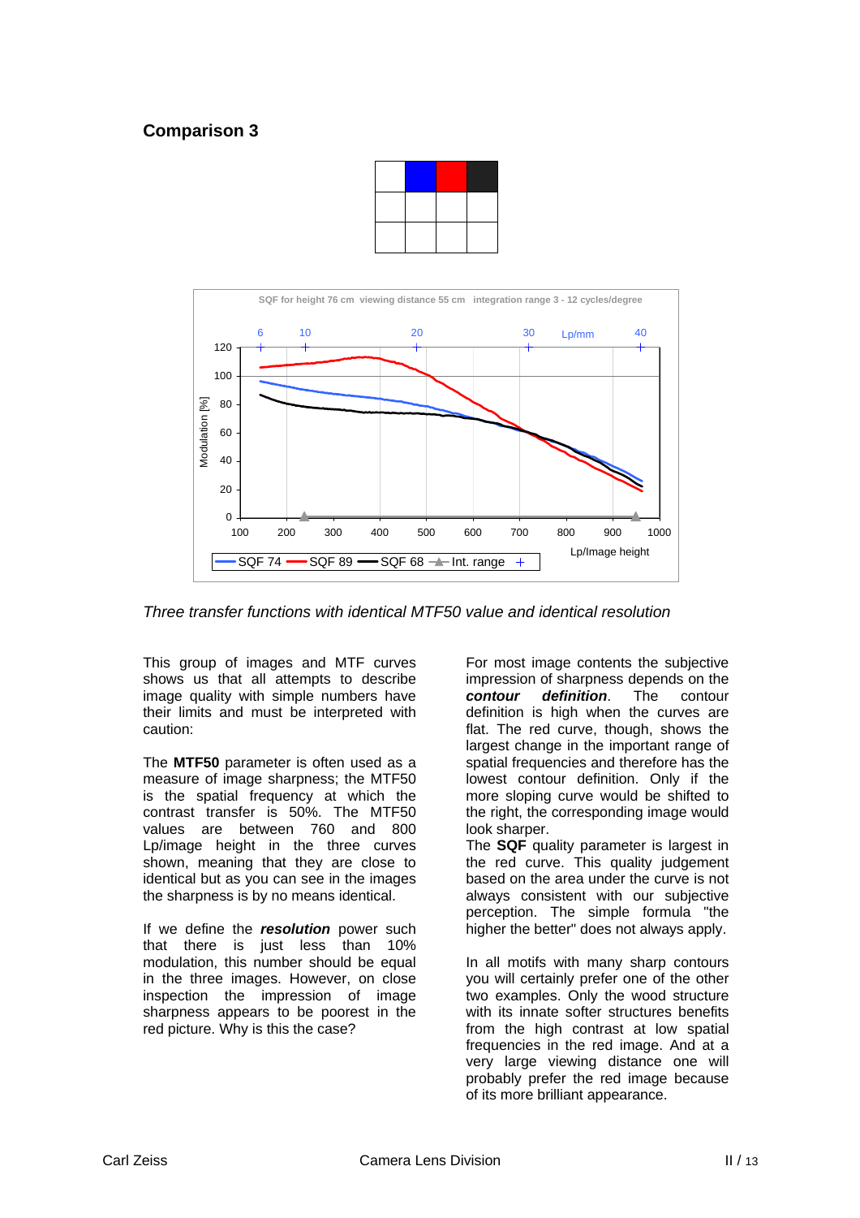## Comparison 3

Three transfer functions with identical MTF50 value and identical resolution

This group of images and MTF curves shows us that all attempts to describe image quality with simple numbers have their limits and must be interpreted with caution:

The **MTF50** parameter is often used as a measure of image sharpness; the MTF50 is the spatial frequency at which the contrast transfer is 50%. The MTF50 values are between 760 and 800 Lp/image height in the three curves shown, meaning that they are close to identical but as you can see in the images the sharpness is by no means identical.

If we define the ***resolution*** power such that there is just less than 10% modulation, this number should be equal in the three images. However, on close inspection the impression of image sharpness appears to be poorest in the red picture. Why is this the case?

For most image contents the subjective impression of sharpness depends on the ***contour definition***. The contour definition is high when the curves are flat. Only if the flat. The red curve, though, shows the largest change in the important range of spatial frequencies and therefore has the lowest contour definition. Only if the more sloping curve would be shifted to the right, the corresponding image would look sharper.

The **SQF** quality parameter is largest in the red curve. This quality judgement based on the area under the curve is not always consistent with our subjective perception. The simple formula "the higher the better" does not always apply.

In all motifs with many sharp contours you will certainly prefer one of the other two examples. Only the wood structure with its innate softer structures benefits from the high contrast at low spatial frequencies in the red image. And at a very large viewing distance one will probably prefer the red image because of its more brilliant appearance.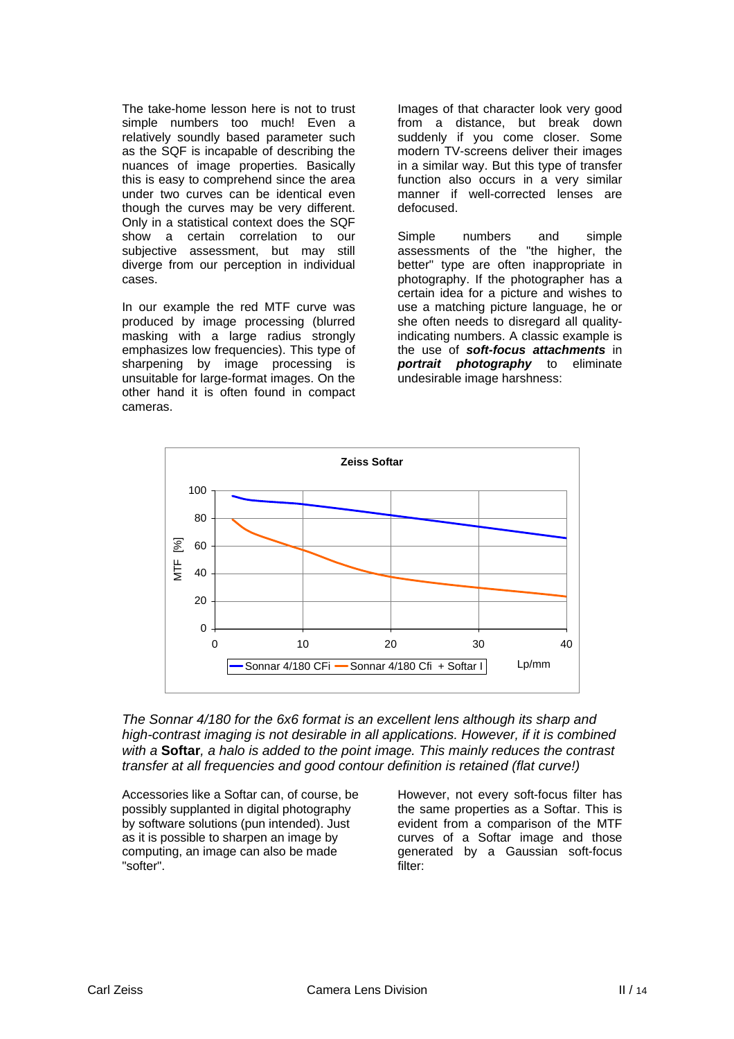The take-home lesson here is not to trust simple numbers too much! Even a relatively soundly based parameter such as the SQF is incapable of describing the nuances of image properties. Basically this is easy to comprehend since the area under two curves can be identical even though the curves may be very different. Only in a statistical context does the SQF show a certain correlation to our subjective assessment, but may still diverge from our perception in individual cases.

In our example the red MTF curve was produced by image processing (blurred masking with a large radius strongly emphasizes low frequencies). This type of sharpening by image processing is unsuitable for large-format images. On the other hand it is often found in compact cameras.

Images of that character look very good from a distance, but break down suddenly if you come closer. Some modern TV-screens deliver their images in a similar way. But this type of transfer function also occurs in a very similar manner if well-corrected lenses are defocused.

Simple numbers and simple assessments of the "the higher, the better" type are often inappropriate in photography. If the photographer has a certain idea for a picture and wishes to use a matching picture language, he or she often needs to disregard all quality-indicating numbers. A classic example is the use of ***soft-focus attachments*** in ***portrait photography*** to eliminate undesirable image harshness:

*The Sonnar 4/180 for the 6x6 format is an excellent lens although its sharp and high-contrast imaging is not desirable in all applications. However, if it is combined with a* **Softar***, a halo is added to the point image. This mainly reduces the contrast transfer at all frequencies and good contour definition is retained (flat curve!)*

Accessories like a Softar can, of course, be possibly supplanted in digital photography by software solutions (pun intended). Just as it is possible to sharpen an image by computing, an image can also be made "softer".

However, not every soft-focus filter has the same properties as a Softar. This is evident from a comparison of the MTF curves of a Softar image and those generated by a Gaussian soft-focus filter: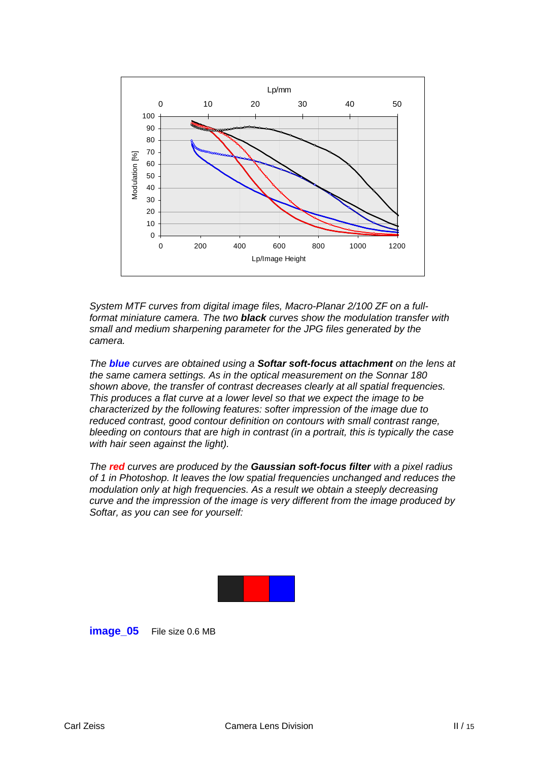*System MTF curves from digital image files, Macro-Planar 2/100 ZF on a full-format miniature camera. The two **black** curves show the modulation transfer with small and medium sharpening parameter for the JPG files generated by the camera.*

*The **blue** curves are obtained using a **Softar soft-focus attachment** on the lens at the same camera settings. As in the optical measurement on the Sonnar 180 shown above, the transfer of contrast decreases clearly at all spatial frequencies. This produces a flat curve at a lower level so that we expect the image to be characterized by the following features: softer impression of the image due to reduced contrast, good contour definition on contours with small contrast range, bleeding on contours that are high in contrast (in a portrait, this is typically the case with hair seen against the light).*

*The **red** curves are produced by the **Gaussian soft-focus filter** with a pixel radius of 1 in Photoshop. It leaves the low spatial frequencies unchanged and reduces the modulation only at high frequencies. As a result we obtain a steeply decreasing curve and the impression of the image is very different from the image produced by Softar, as you can see for yourself:*

**image_05** File size 0.6 MB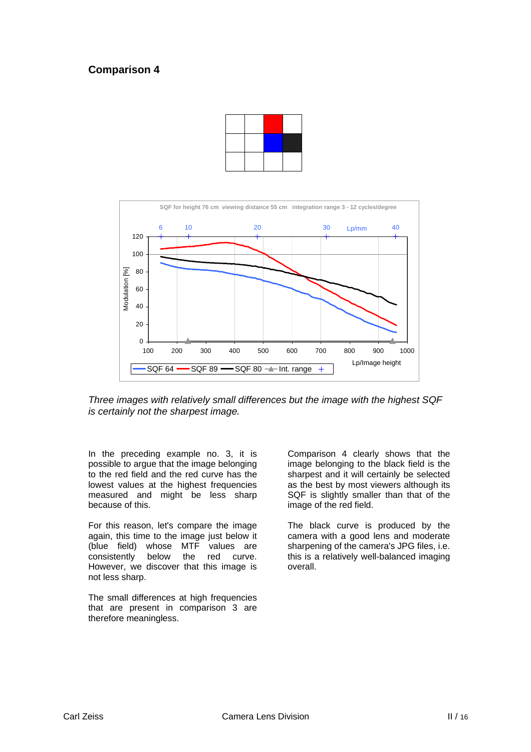## Comparison 4

*Three images with relatively small differences but the image with the highest SQF is certainly not the sharpest image.*

In the preceding example no. 3, it is possible to argue that the image belonging to the red field and the red curve has the lowest values at the highest frequencies measured and might be less sharp because of this.

For this reason, let's compare the image again, this time to the image just below it (blue field) whose MTF values are consistently below the red curve. However, we discover that this image is not less sharp.

The small differences at high frequencies that are present in comparison 3 are therefore meaningless.

Comparison 4 clearly shows that the image belonging to the black field is the sharpest and it will certainly be selected as the best by most viewers although its SQF is slightly smaller than that of the image of the red field.

The black curve is produced by the camera with a good lens and moderate sharpening of the camera's JPG files, i.e. this is a relatively well-balanced imaging overall.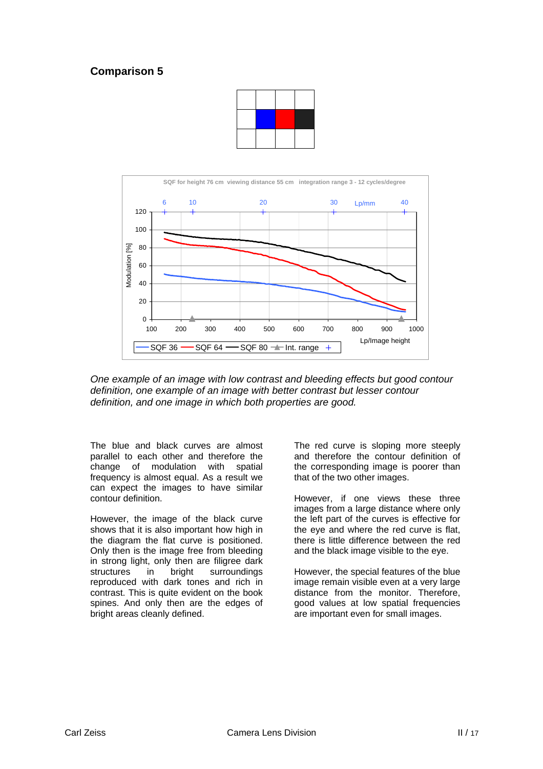## Comparison 5

*One example of an image with low contrast and bleeding effects but good contour definition, one example of an image with better contrast but lesser contour definition, and one image in which both properties are good.*

The blue and black curves are almost parallel to each other and therefore the change of modulation with spatial frequency is almost equal. As a result we can expect the images to have similar contour definition.

However, the image of the black curve shows that it is also important how high in the diagram the flat curve is positioned. Only then is the image free from bleeding in strong light, only then are filigree dark structures in bright surroundings reproduced with dark tones and rich in contrast. This is quite evident on the book spines. And only then are the edges of bright areas cleanly defined.

The red curve is sloping more steeply and therefore the contour definition of the corresponding image is poorer than that of the two other images.

However, if one views these three images from a large distance where only the left part of the curves is effective for the eye and where the red curve is flat, there is little difference between the red and the black image visible to the eye.

However, the special features of the blue image remain visible even at a very large distance from the monitor. Therefore, good values at low spatial frequencies are important even for small images.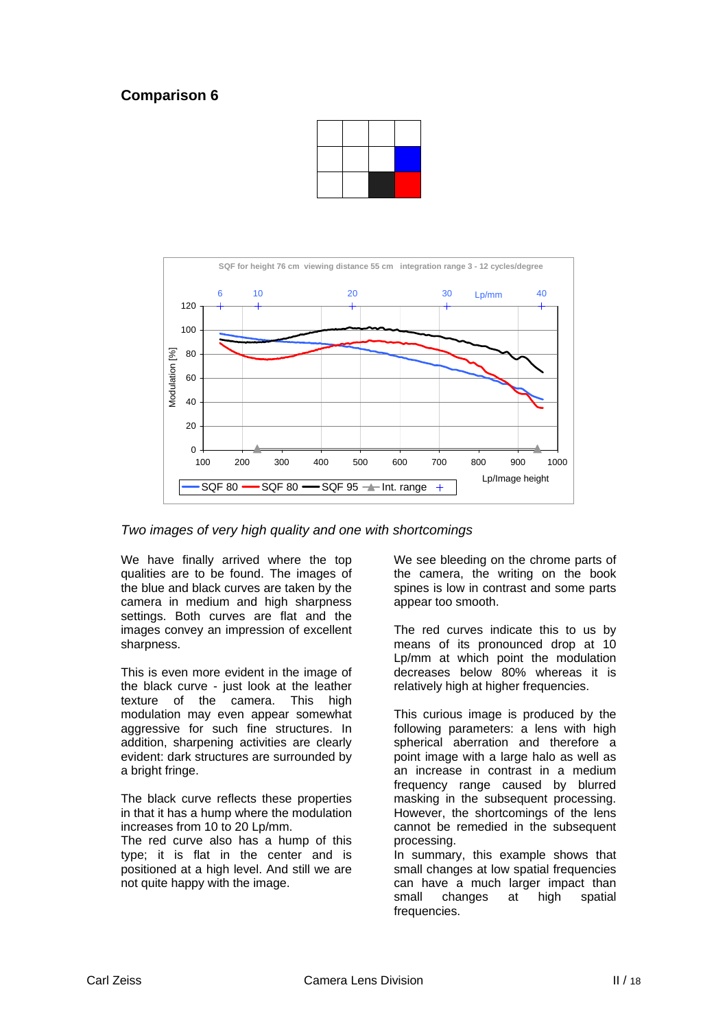## Comparison 6

*Two images of very high quality and one with shortcomings*

We have finally arrived where the top qualities are to be found. The images of the blue and black curves are taken by the camera in medium and high sharpness settings. Both curves are flat and the images convey an impression of excellent sharpness.

This is even more evident in the image of the black curve - just look at the leather texture of the camera. This high modulation may even appear somewhat aggressive for such fine structures. In addition, sharpening activities are clearly evident: dark structures are surrounded by a bright fringe.

The black curve reflects these properties in that it has a hump where the modulation increases from 10 to 20 Lp/mm.

The red curve also has a hump of this type; it is flat in the center and is positioned at a high level. And still we are not quite happy with the image.

We see bleeding on the chrome parts of the camera, the writing on the book spines is low in contrast and some parts appear too smooth.

The red curves indicate this to us by means of its pronounced drop at 10 Lp/mm at which point the modulation decreases below 80% whereas it is relatively high at higher frequencies.

This curious image is produced by the following parameters: a lens with high spherical aberration and therefore a point image with a large halo as well as an increase in contrast in a medium frequency range caused by blurred masking in the subsequent processing. However, the shortcomings of the lens cannot be remedied in the subsequent processing.

In summary, this example shows that small changes at low spatial frequencies can have a much larger impact than small changes at high spatial frequencies.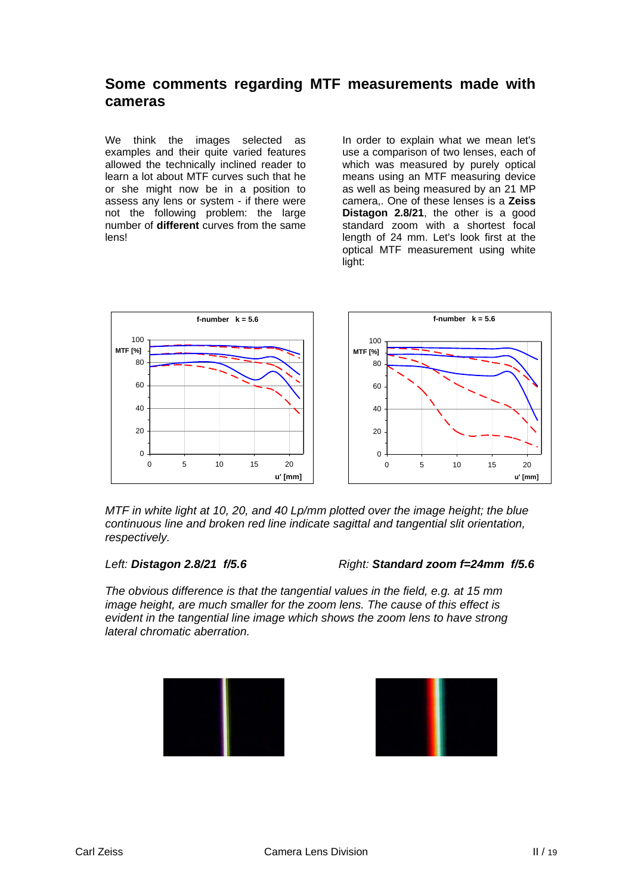## Some comments regarding MTF measurements made with cameras

We think the images selected as examples and their quite varied features allowed the technically inclined reader to learn a lot about MTF curves such that he or she might now be in a position to assess any lens or system - if there were not the following problem: the large number of **different** curves from the same lens!

In order to explain what we mean let's use a comparison of two lenses, each of which was measured by purely optical means using an MTF measuring device as well as being measured by an 21 MP camera,. One of these lenses is a **Zeiss Distagon 2.8/21**, the other is a good standard zoom with a shortest focal length of 24 mm. Let's look first at the optical MTF measurement using white light:

*MTF in white light at 10, 20, and 40 Lp/mm plotted over the image height; the blue continuous line and broken red line indicate sagittal and tangential slit orientation, respectively.*

*Left: **Distagon 2.8/21 f/5.6*** *Right: **Standard zoom f=24mm f/5.6***

*The obvious difference is that the tangential values in the field, e.g. at 15 mm image height, are much smaller for the zoom lens. The cause of this effect is evident in the tangential line image which shows the zoom lens to have strong lateral chromatic aberration.*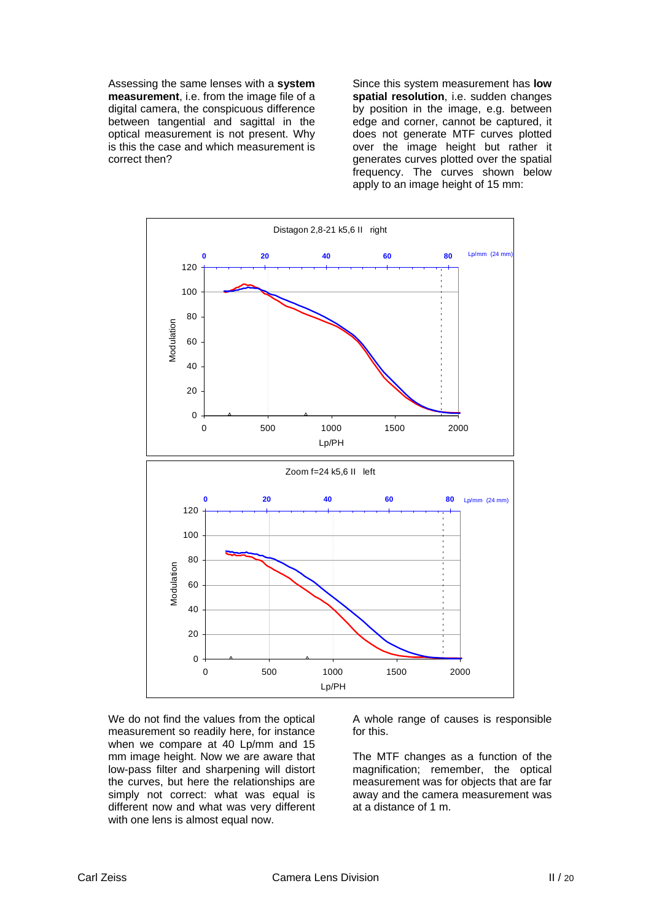Assessing the same lenses with a **system measurement**, i.e. from the image file of a digital camera, the conspicuous difference between tangential and sagittal in the optical measurement is not present. Why is this the case and which measurement is correct then?

Since this system measurement has **low spatial resolution**, i.e. sudden changes by position in the image, e.g. between edge and corner, cannot be captured, it does not generate MTF curves plotted over the image height but rather it generates curves plotted over the spatial frequency. The curves shown below apply to an image height of 15 mm:

Distagon 2,8-21 k5,6 II right

Zoom f=24 k5,6 II left

We do not find the values from the optical measurement so readily here, for instance when we compare at 40 Lp/mm and 15 mm image height. Now we are aware that low-pass filter and sharpening will distort the curves, but here the relationships are simply not correct: what was equal is different now and what was very different with one lens is almost equal now.

A whole range of causes is responsible for this.

The MTF changes as a function of the magnification; remember, the optical measurement was for objects that are far away and the camera measurement was at a distance of 1 m.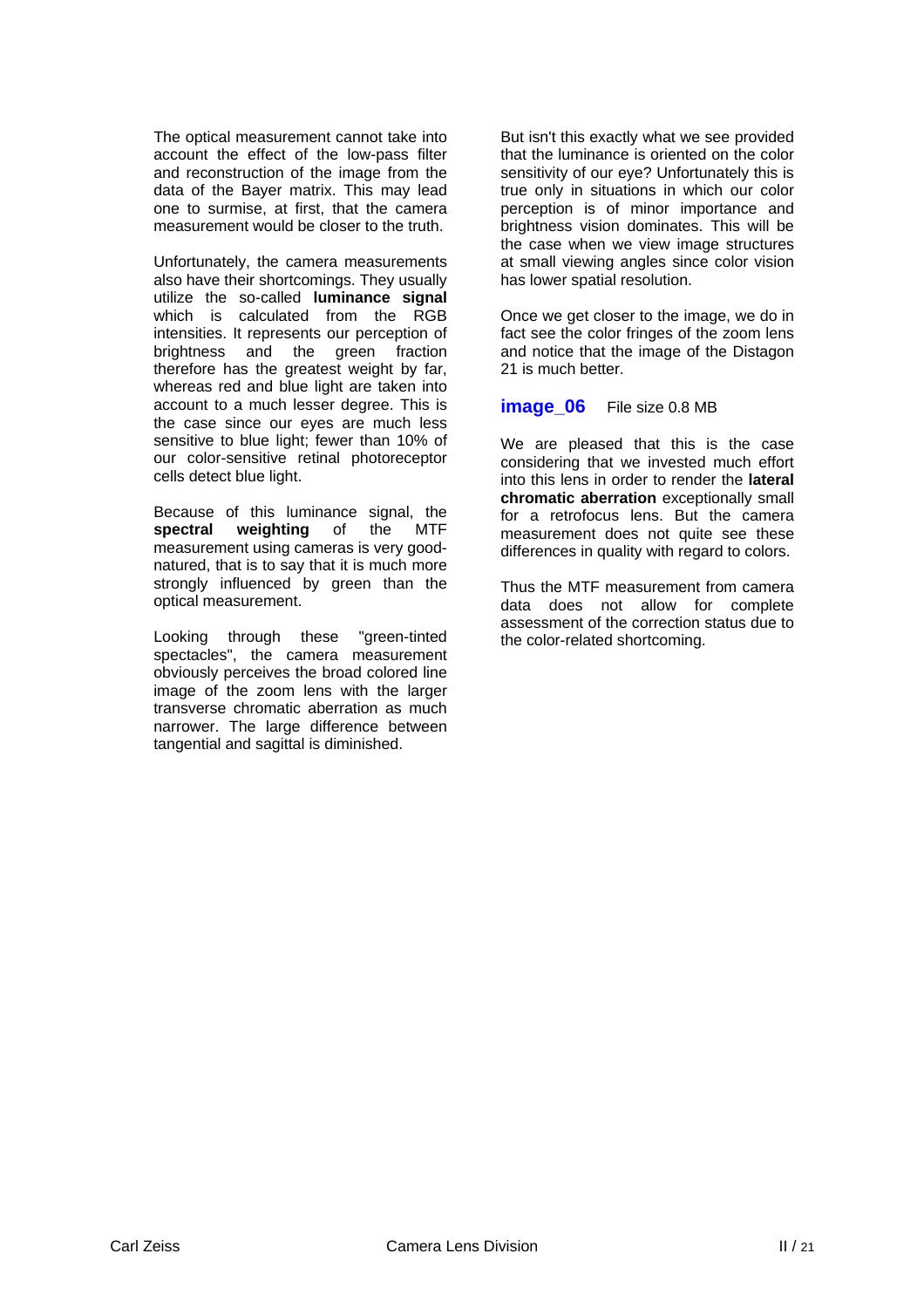The optical measurement cannot take into account the effect of the low-pass filter and reconstruction of the image from the data of the Bayer matrix. This may lead one to surmise, at first, that the camera measurement would be closer to the truth.

Unfortunately, the camera measurements also have their shortcomings. They usually utilize the so-called **luminance signal** which is calculated from the RGB intensities. It represents our perception of brightness and the green fraction therefore has the greatest weight by far, whereas red and blue light are taken into account to a much lesser degree. This is the case since our eyes are much less sensitive to blue light; fewer than 10% of our color-sensitive retinal photoreceptor cells detect blue light.

Because of this luminance signal, the **spectral weighting** of the MTF measurement using cameras is very good-natured, that is to say that it is much more strongly influenced by green than the optical measurement.

Looking through these "green-tinted spectacles", the camera measurement obviously perceives the broad colored line image of the zoom lens with the larger transverse chromatic aberration as much narrower. The large difference between tangential and sagittal is diminished.

But isn't this exactly what we see provided that the luminance is oriented on the color sensitivity of our eye? Unfortunately this is true only in situations in which our color perception is of minor importance and brightness vision dominates. This will be the case when we view image structures at small viewing angles since color vision has lower spatial resolution.

Once we get closer to the image, we do in fact see the color fringes of the zoom lens and notice that the image of the Distagon 21 is much better.

**image_06** File size 0.8 MB

We are pleased that this is the case considering that we invested much effort into this lens in order to render the **lateral chromatic aberration** exceptionally small for a retrofocus lens. But the camera measurement does not quite see these differences in quality with regard to colors.

Thus the MTF measurement from camera data does not allow for complete assessment of the correction status due to the color-related shortcoming.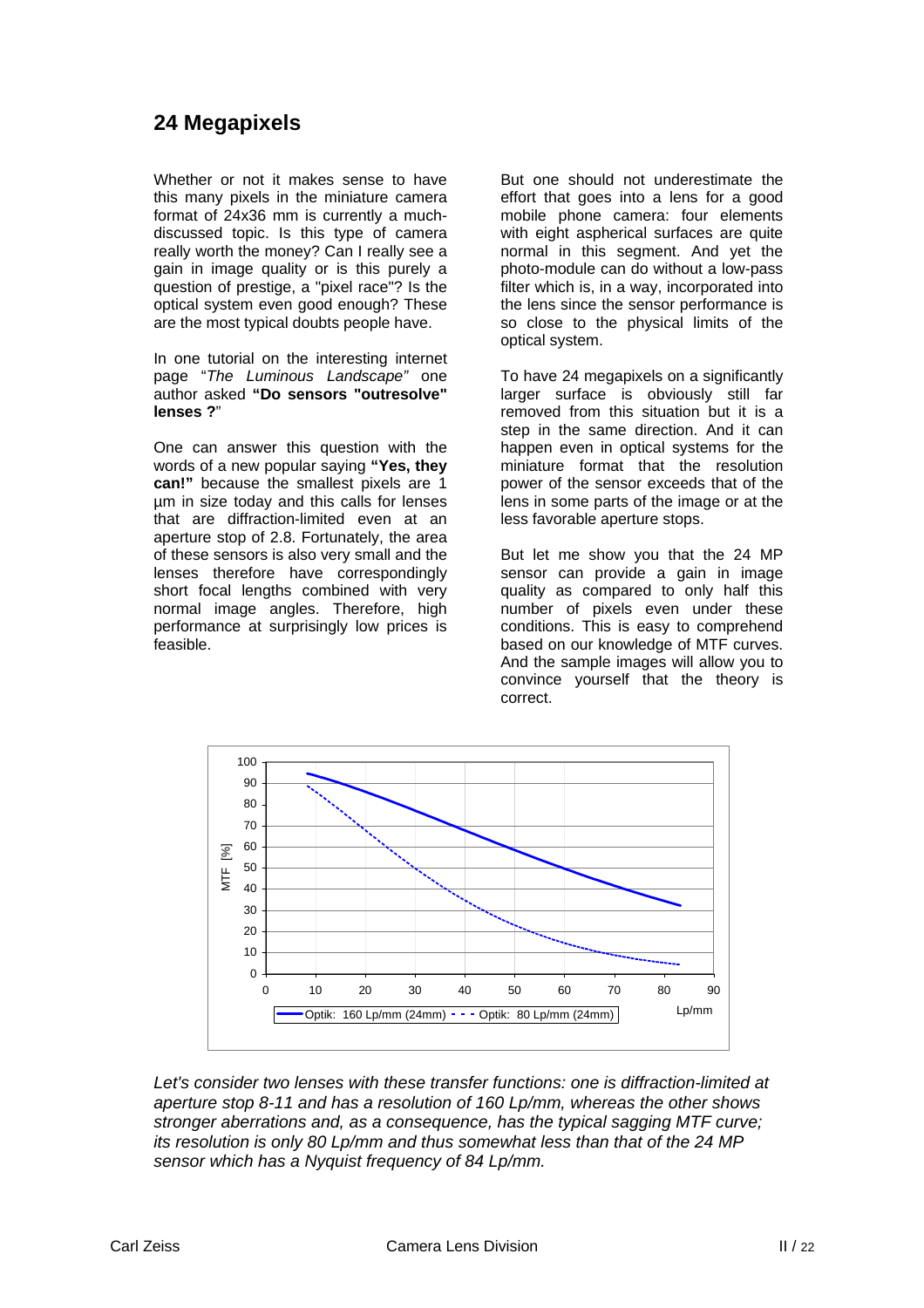## 24 Megapixels

Whether or not it makes sense to have this many pixels in the miniature camera format of 24x36 mm is currently a much-discussed topic. Is this type of camera really worth the money? Can I really see a gain in image quality or is this purely a question of prestige, a "pixel race"? Is the optical system even good enough? These are the most typical doubts people have.

In one tutorial on the interesting internet page "*The Luminous Landscape"* one author asked **"Do sensors "outresolve" lenses ?**"

One can answer this question with the words of a new popular saying **"Yes, they can!"** because the smallest pixels are 1 µm in size today and this calls for lenses that are diffraction-limited even at an aperture stop of 2.8. Fortunately, the area of these sensors is also very small and the lenses therefore have correspondingly short focal lengths combined with very normal image angles. Therefore, high performance at surprisingly low prices is feasible.

But one should not underestimate the effort that goes into a lens for a good mobile phone camera: four elements with eight aspherical surfaces are quite normal in this segment. And yet the photo-module can do without a low-pass filter which is, in a way, incorporated into the lens since the sensor performance is so close to the physical limits of the optical system.

To have 24 megapixels on a significantly larger surface is obviously still far removed from this situation but it is a step in the same direction. And it can happen even in optical systems for the miniature format that the resolution power of the sensor exceeds that of the lens in some parts of the image or at the less favorable aperture stops.

But let me show you that the 24 MP sensor can provide a gain in image quality as compared to only half this number of pixels even under these conditions. This is easy to comprehend based on our knowledge of MTF curves. And the sample images will allow you to convince yourself that the theory is correct.

*Let's consider two lenses with these transfer functions: one is diffraction-limited at aperture stop 8-11 and has a resolution of 160 Lp/mm, whereas the other shows stronger aberrations and, as a consequence, has the typical sagging MTF curve; its resolution is only 80 Lp/mm and thus somewhat less than that of the 24 MP sensor which has a Nyquist frequency of 84 Lp/mm.*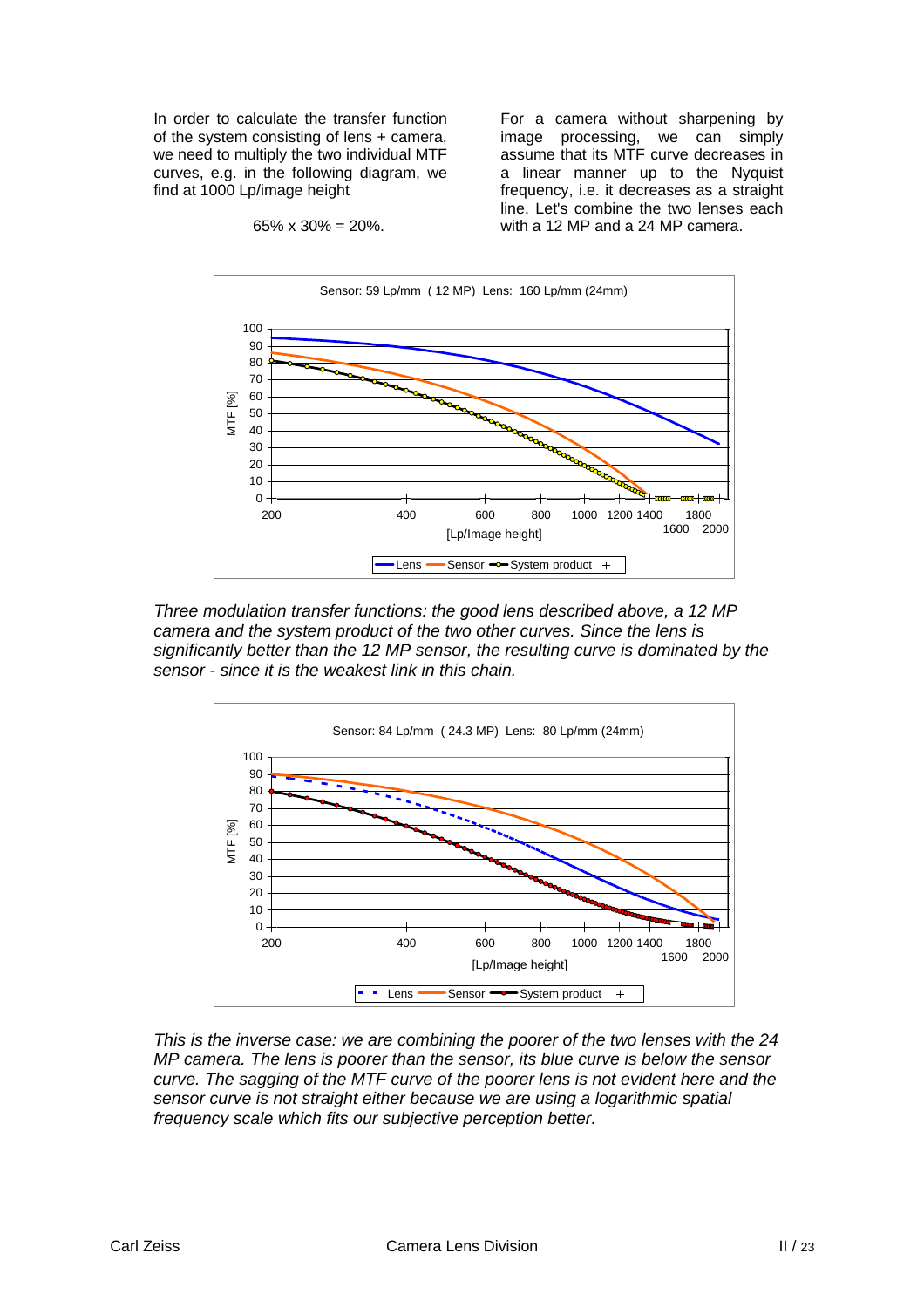In order to calculate the transfer function of the system consisting of lens + camera, we need to multiply the two individual MTF curves, e.g. in the following diagram, we find at 1000 Lp/image height

65% x 30% = 20%.

For a camera without sharpening by image processing, we can simply assume that its MTF curve decreases in a linear manner up to the Nyquist frequency, i.e. it decreases as a straight line. Let's combine the two lenses each with a 12 MP and a 24 MP camera.

*Three modulation transfer functions: the good lens described above, a 12 MP camera and the system product of the two other curves. Since the lens is significantly better than the 12 MP sensor, the resulting curve is dominated by the sensor - since it is the weakest link in this chain.*

*This is the inverse case: we are combining the poorer of the two lenses with the 24 MP camera. The lens is poorer than the sensor, its blue curve is below the sensor curve. The sagging of the MTF curve of the poorer lens is not evident here and the sensor curve is not straight either because we are using a logarithmic spatial frequency scale which fits our subjective perception better.*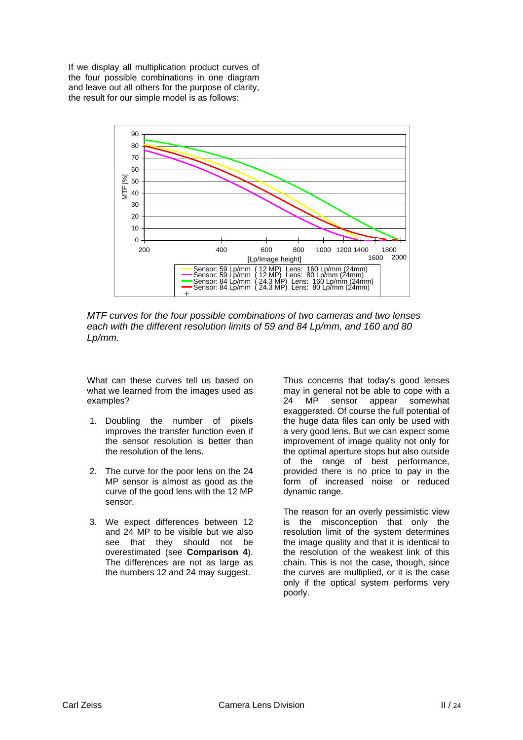If we display all multiplication product curves of the four possible combinations in one diagram and leave out all others for the purpose of clarity, the result for our simple model is as follows:

*MTF curves for the four possible combinations of two cameras and two lenses each with the different resolution limits of 59 and 84 Lp/mm, and 160 and 80 Lp/mm.*

What can these curves tell us based on what we learned from the images used as examples?

1. Doubling the number of pixels improves the transfer function even if the sensor resolution is better than the resolution of the lens.

2. The curve for the poor lens on the 24 MP sensor is almost as good as the curve of the good lens with the 12 MP sensor.

3. We expect differences between 12 and 24 MP to be visible but we also see that they should not be overestimated (see **Comparison 4**). The differences are not as large as the numbers 12 and 24 may suggest.

Thus concerns that today's good lenses may in general not be able to cope with a 24 MP sensor appear somewhat exaggerated. Of course the full potential of the huge data files can only be used with a very good lens. But we can expect some improvement of image quality not only for the optimal aperture stops but also outside of the range of best performance, provided there is no price to pay in the form of increased noise or reduced dynamic range.

The reason for an overly pessimistic view is the misconception that only the resolution limit of the system determines the image quality and that it is identical to the resolution of the weakest link of this chain. This is not the case, though, since the curves are multiplied, or it is the case only if the optical system performs very poorly.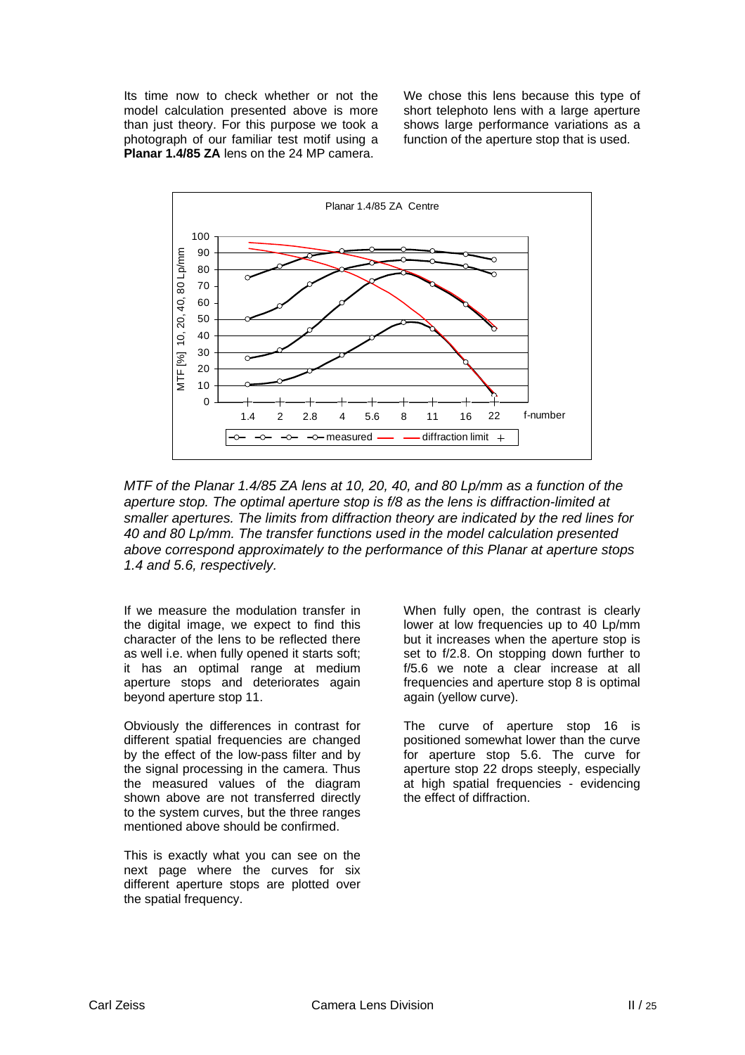Its time now to check whether or not the model calculation presented above is more than just theory. For this purpose we took a photograph of our familiar test motif using a **Planar 1.4/85 ZA** lens on the 24 MP camera.

We chose this lens because this type of short telephoto lens with a large aperture shows large performance variations as a function of the aperture stop that is used.

*MTF of the Planar 1.4/85 ZA lens at 10, 20, 40, and 80 Lp/mm as a function of the aperture stop. The optimal aperture stop is f/8 as the lens is diffraction-limited at smaller apertures. The limits from diffraction theory are indicated by the red lines for 40 and 80 Lp/mm. The transfer functions used in the model calculation presented above correspond approximately to the performance of this Planar at aperture stops 1.4 and 5.6, respectively.*

If we measure the modulation transfer in the digital image, we expect to find this character of the lens to be reflected there as well i.e. when fully opened it starts soft; it has an optimal range at medium aperture stops and deteriorates again beyond aperture stop 11.

Obviously the differences in contrast for different spatial frequencies are changed by the effect of the low-pass filter and by the signal processing in the camera. Thus the measured values of the diagram shown above are not transferred directly to the system curves, but the three ranges mentioned above should be confirmed.

This is exactly what you can see on the next page where the curves for six different aperture stops are plotted over the spatial frequency.

When fully open, the contrast is clearly lower at low frequencies up to 40 Lp/mm but it increases when the aperture stop is set to f/2.8. On stopping down further to f/5.6 we note a clear increase at all frequencies and aperture stop 8 is optimal again (yellow curve).

The curve of aperture stop 16 is positioned somewhat lower than the curve for aperture stop 5.6. The curve for aperture stop 22 drops steeply, especially at high spatial frequencies - evidencing the effect of diffraction.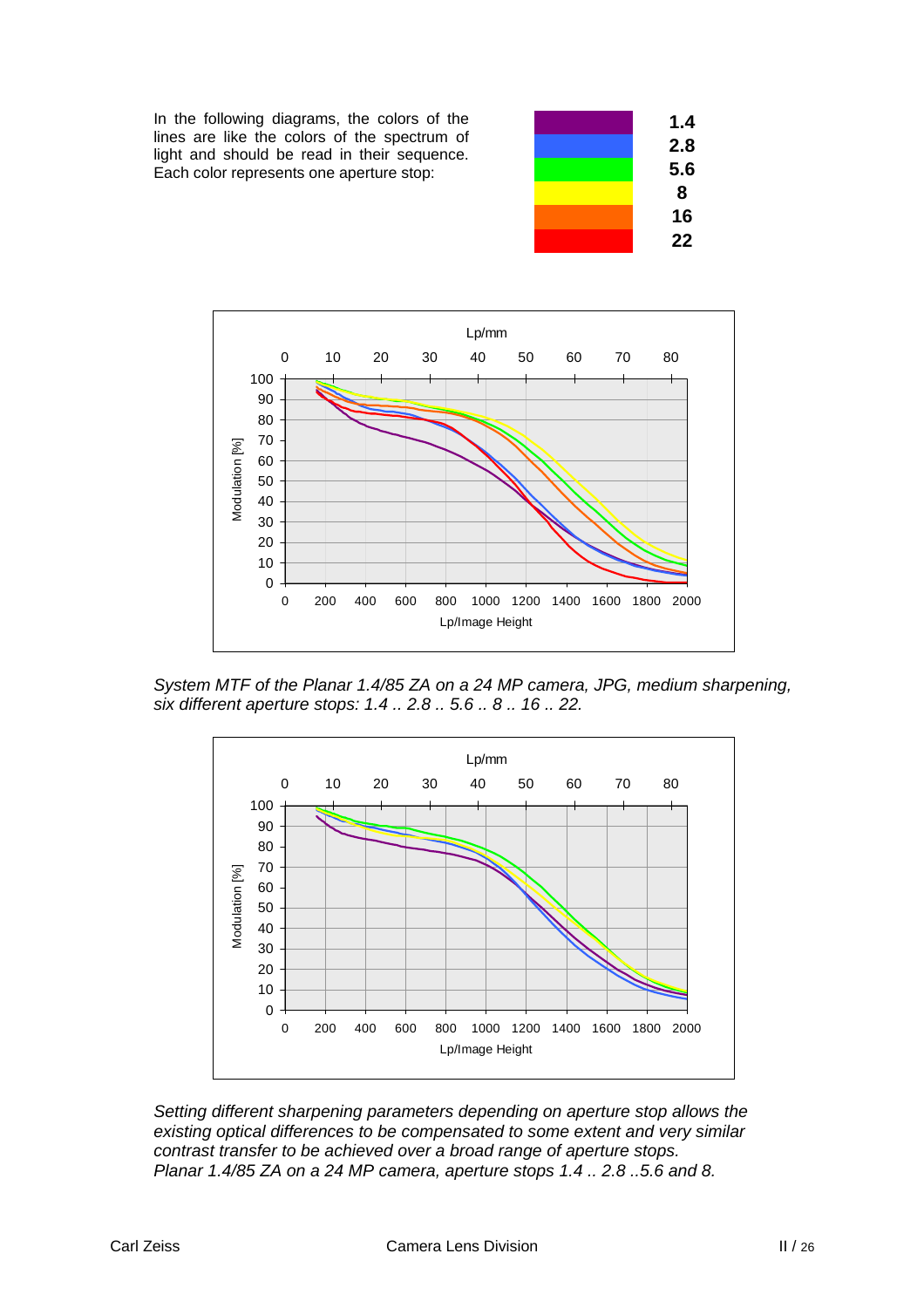In the following diagrams, the colors of the lines are like the colors of the spectrum of light and should be read in their sequence. Each color represents one aperture stop:

| Color | Aperture |
|---|---|
| Purple | 1.4 |
| Blue | 2.8 |
| Green | 5.6 |
| Yellow | 8 |
| Orange | 16 |
| Red | 22 |

*System MTF of the Planar 1.4/85 ZA on a 24 MP camera, JPG, medium sharpening, six different aperture stops: 1.4 .. 2.8 .. 5.6 .. 8 .. 16 .. 22.*

*Setting different sharpening parameters depending on aperture stop allows the existing optical differences to be compensated to some extent and very similar contrast transfer to be achieved over a broad range of aperture stops. Planar 1.4/85 ZA on a 24 MP camera, aperture stops 1.4 .. 2.8 ..5.6 and 8.*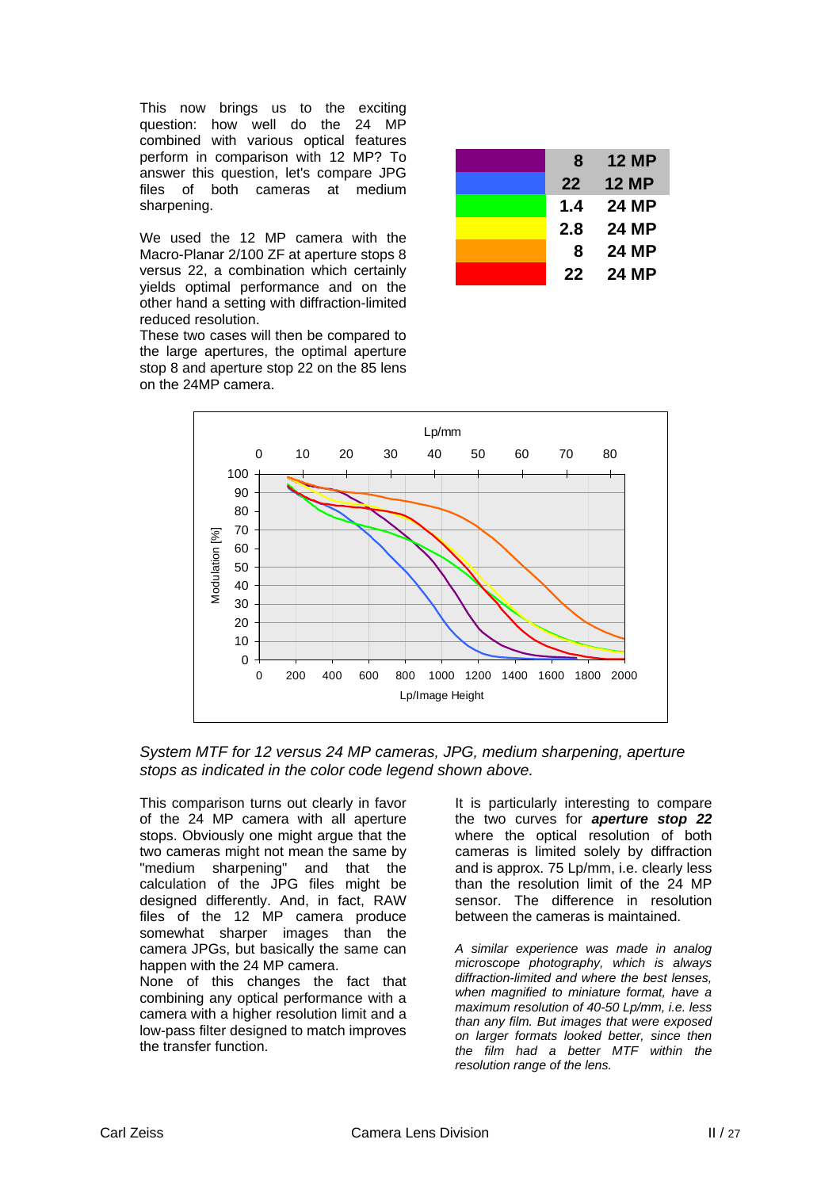This now brings us to the exciting question: how well do the 24 MP combined with various optical features perform in comparison with 12 MP? To answer this question, let's compare JPG files of both cameras at medium sharpening.

We used the 12 MP camera with the Macro-Planar 2/100 ZF at aperture stops 8 versus 22, a combination which certainly yields optimal performance and on the other hand a setting with diffraction-limited reduced resolution.
These two cases will then be compared to the large apertures, the optimal aperture stop 8 and aperture stop 22 on the 85 lens on the 24MP camera.

| Color | Aperture | Camera |
|---|---|---|
| (purple) | 8 | 12 MP |
| (blue) | 22 | 12 MP |
| (green) | 1.4 | 24 MP |
| (yellow) | 2.8 | 24 MP |
| (orange) | 8 | 24 MP |
| (red) | 22 | 24 MP |

*System MTF for 12 versus 24 MP cameras, JPG, medium sharpening, aperture stops as indicated in the color code legend shown above.*

This comparison turns out clearly in favor of the 24 MP camera with all aperture stops. Obviously one might argue that the two cameras might not mean the same by "medium sharpening" and that the calculation of the JPG files might be designed differently. And, in fact, RAW files of the 12 MP camera produce somewhat sharper images than the camera JPGs, but basically the same can happen with the 24 MP camera.
None of this changes the fact that combining any optical performance with a camera with a higher resolution limit and a low-pass filter designed to match improves the transfer function.

It is particularly interesting to compare the two curves for ***aperture stop 22*** where the optical resolution of both cameras is limited solely by diffraction and is approx. 75 Lp/mm, i.e. clearly less than the resolution limit of the 24 MP sensor. The difference in resolution between the cameras is maintained.

*A similar experience was made in analog microscope photography, which is always diffraction-limited and where the best lenses, when magnified to miniature format, have a maximum resolution of 40-50 Lp/mm, i.e. less than any film. But images that were exposed on larger formats looked better, since then the film had a better MTF within the resolution range of the lens.*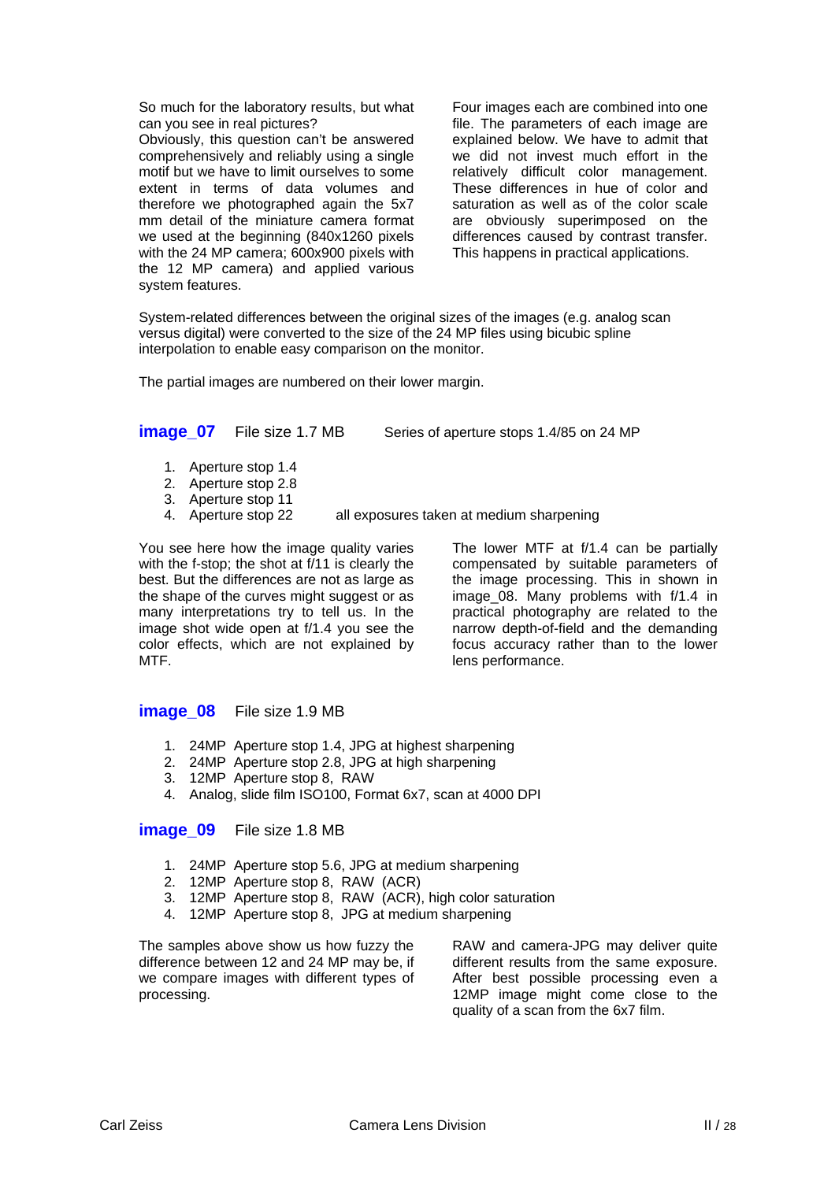So much for the laboratory results, but what can you see in real pictures?
Obviously, this question can't be answered comprehensively and reliably using a single motif but we have to limit ourselves to some extent in terms of data volumes and therefore we photographed again the 5x7 mm detail of the miniature camera format we used at the beginning (840x1260 pixels with the 24 MP camera; 600x900 pixels with the 12 MP camera) and applied various system features.

Four images each are combined into one file. The parameters of each image are explained below. We have to admit that we did not invest much effort in the relatively difficult color management. These differences in hue of color and saturation as well as of the color scale are obviously superimposed on the differences caused by contrast transfer. This happens in practical applications.

System-related differences between the original sizes of the images (e.g. analog scan versus digital) were converted to the size of the 24 MP files using bicubic spline interpolation to enable easy comparison on the monitor.

The partial images are numbered on their lower margin.

**image_07** File size 1.7 MB Series of aperture stops 1.4/85 on 24 MP

1. Aperture stop 1.4
2. Aperture stop 2.8
3. Aperture stop 11
4. Aperture stop 22 all exposures taken at medium sharpening

You see here how the image quality varies with the f-stop; the shot at f/11 is clearly the best. But the differences are not as large as the shape of the curves might suggest or as many interpretations try to tell us. In the image shot wide open at f/1.4 you see the color effects, which are not explained by MTF.

The lower MTF at f/1.4 can be partially compensated by suitable parameters of the image processing. This in shown in image_08. Many problems with f/1.4 in practical photography are related to the narrow depth-of-field and the demanding focus accuracy rather than to the lower lens performance.

**image_08** File size 1.9 MB

1. 24MP Aperture stop 1.4, JPG at highest sharpening
2. 24MP Aperture stop 2.8, JPG at high sharpening
3. 12MP Aperture stop 8, RAW
4. Analog, slide film ISO100, Format 6x7, scan at 4000 DPI

**image_09** File size 1.8 MB

1. 24MP Aperture stop 5.6, JPG at medium sharpening
2. 12MP Aperture stop 8, RAW (ACR)
3. 12MP Aperture stop 8, RAW (ACR), high color saturation
4. 12MP Aperture stop 8, JPG at medium sharpening

The samples above show us how fuzzy the difference between 12 and 24 MP may be, if we compare images with different types of processing.

RAW and camera-JPG may deliver quite different results from the same exposure. After best possible processing even a 12MP image might come close to the quality of a scan from the 6x7 film.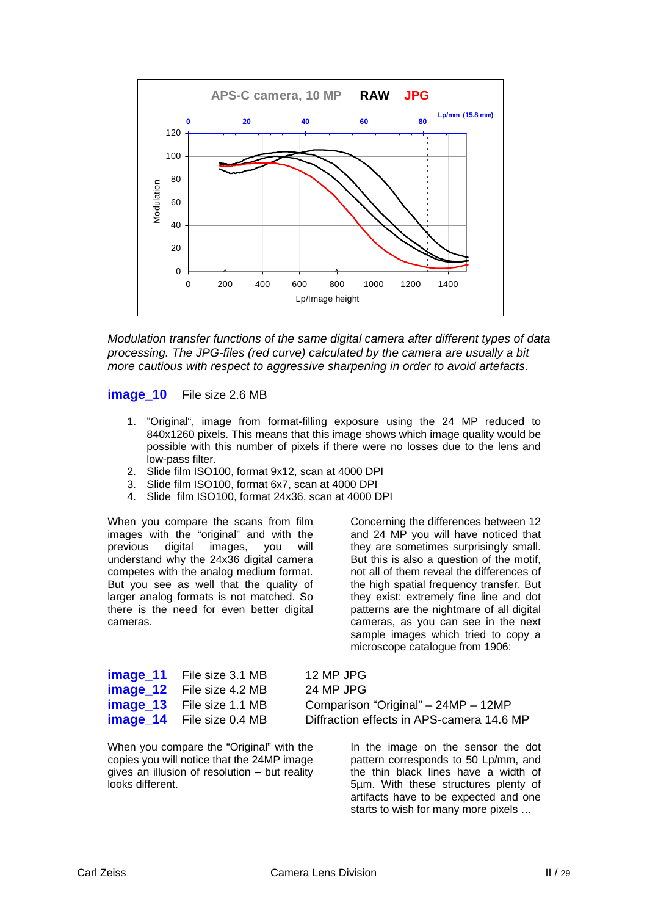*Modulation transfer functions of the same digital camera after different types of data processing. The JPG-files (red curve) calculated by the camera are usually a bit more cautious with respect to aggressive sharpening in order to avoid artefacts.*

**image_10** File size 2.6 MB

1. "Original", image from format-filling exposure using the 24 MP reduced to 840x1260 pixels. This means that this image shows which image quality would be possible with this number of pixels if there were no losses due to the lens and low-pass filter.
2. Slide film ISO100, format 9x12, scan at 4000 DPI
3. Slide film ISO100, format 6x7, scan at 4000 DPI
4. Slide film ISO100, format 24x36, scan at 4000 DPI

When you compare the scans from film images with the "original" and with the previous digital images, you will understand why the 24x36 digital camera competes with the analog medium format. But you see as well that the quality of larger analog formats is not matched. So there is the need for even better digital cameras.

Concerning the differences between 12 and 24 MP you will have noticed that they are sometimes surprisingly small. But this is also a question of the motif, not all of them reveal the differences of the high spatial frequency transfer. But they exist: extremely fine line and dot patterns are the nightmare of all digital cameras, as you can see in the next sample images which tried to copy a microscope catalogue from 1906:

| | | |
|---|---|---|
| **image_11** | File size 3.1 MB | 12 MP JPG |
| **image_12** | File size 4.2 MB | 24 MP JPG |
| **image_13** | File size 1.1 MB | Comparison "Original" – 24MP – 12MP |
| **image_14** | File size 0.4 MB | Diffraction effects in APS-camera 14.6 MP |

When you compare the "Original" with the copies you will notice that the 24MP image gives an illusion of resolution – but reality looks different.

In the image on the sensor the dot pattern corresponds to 50 Lp/mm, and the thin black lines have a width of 5µm. With these structures plenty of artifacts have to be expected and one starts to wish for many more pixels …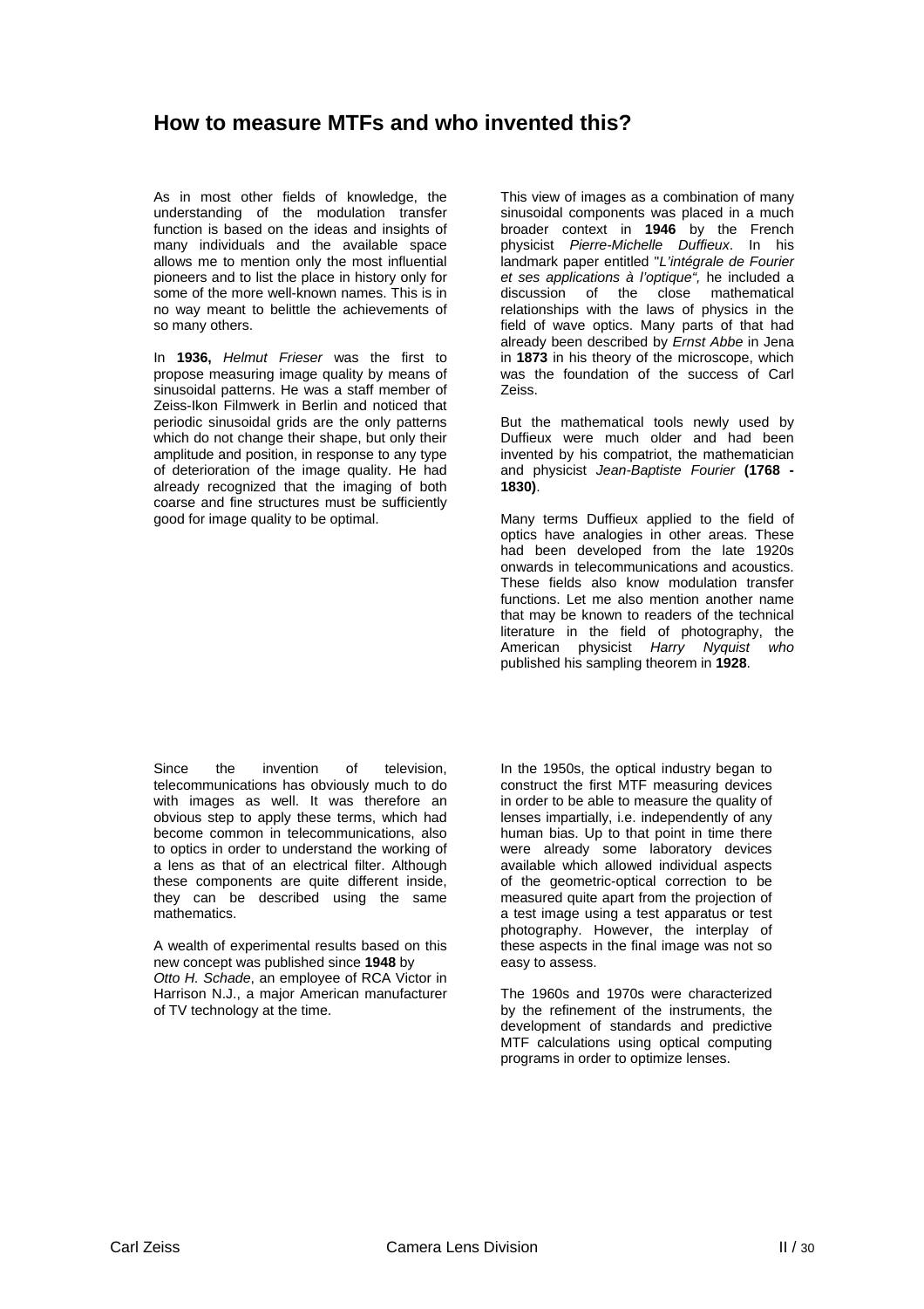## How to measure MTFs and who invented this?

As in most other fields of knowledge, the understanding of the modulation transfer function is based on the ideas and insights of many individuals and the available space allows me to mention only the most influential pioneers and to list the place in history only for some of the more well-known names. This is in no way meant to belittle the achievements of so many others.

In **1936,** *Helmut Frieser* was the first to propose measuring image quality by means of sinusoidal patterns. He was a staff member of Zeiss-Ikon Filmwerk in Berlin and noticed that periodic sinusoidal grids are the only patterns which do not change their shape, but only their amplitude and position, in response to any type of deterioration of the image quality. He had already recognized that the imaging of both coarse and fine structures must be sufficiently good for image quality to be optimal.

This view of images as a combination of many sinusoidal components was placed in a much broader context in **1946** by the French physicist *Pierre-Michelle Duffieux*. In his landmark paper entitled "*L'intégrale de Fourier et ses applications à l'optique",* he included a discussion of the close mathematical relationships with the laws of physics in the field of wave optics. Many parts of that had already been described by *Ernst Abbe* in Jena in **1873** in his theory of the microscope, which was the foundation of the success of Carl Zeiss.

But the mathematical tools newly used by Duffieux were much older and had been invented by his compatriot, the mathematician and physicist *Jean-Baptiste Fourier* **(1768 - 1830)**.

Many terms Duffieux applied to the field of optics have analogies in other areas. These had been developed from the late 1920s onwards in telecommunications and acoustics. These fields also know modulation transfer functions. Let me also mention another name that may be known to readers of the technical literature in the field of photography, the American physicist *Harry Nyquist who* published his sampling theorem in **1928**.

Since the invention of television, telecommunications has obviously much to do with images as well. It was therefore an obvious step to apply these terms, which had become common in telecommunications, also to optics in order to understand the working of a lens as that of an electrical filter. Although these components are quite different inside, they can be described using the same mathematics.

A wealth of experimental results based on this new concept was published since **1948** by *Otto H. Schade*, an employee of RCA Victor in Harrison N.J., a major American manufacturer of TV technology at the time.

In the 1950s, the optical industry began to construct the first MTF measuring devices in order to be able to measure the quality of lenses impartially, i.e. independently of any human bias. Up to that point in time there were already some laboratory devices available which allowed individual aspects of the geometric-optical correction to be measured quite apart from the projection of a test image using a test apparatus or test photography. However, the interplay of these aspects in the final image was not so easy to assess.

The 1960s and 1970s were characterized by the refinement of the instruments, the development of standards and predictive MTF calculations using optical computing programs in order to optimize lenses.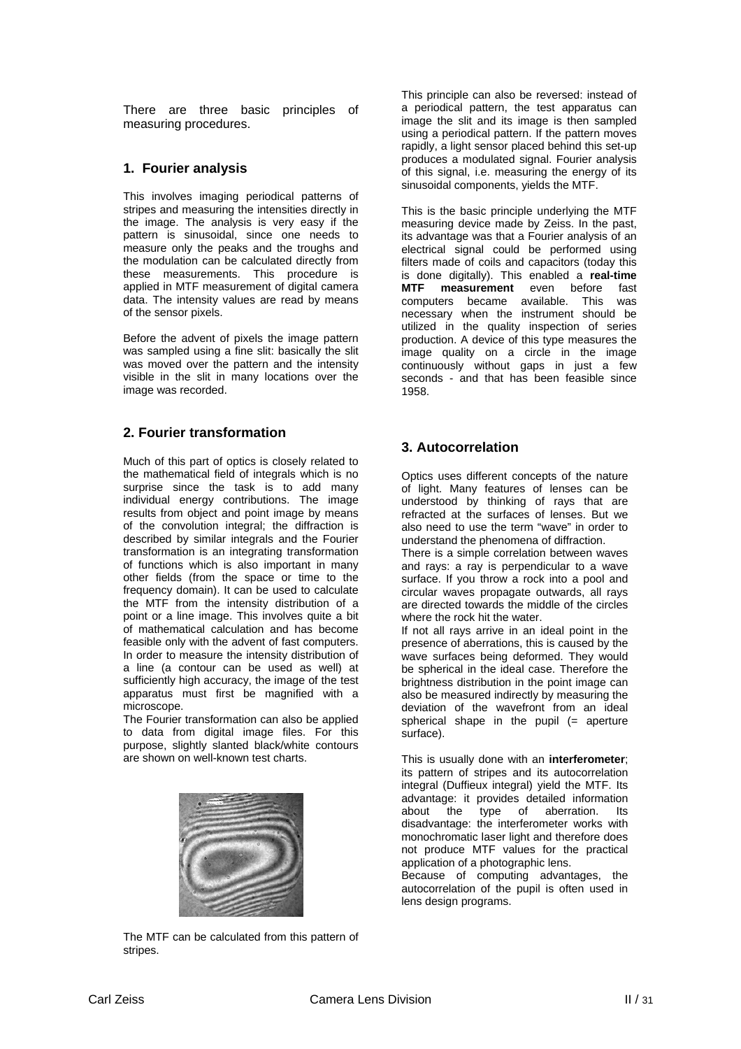There are three basic principles of measuring procedures.

## 1. Fourier analysis

This involves imaging periodical patterns of stripes and measuring the intensities directly in the image. The analysis is very easy if the pattern is sinusoidal, since one needs to measure only the peaks and the troughs and the modulation can be calculated directly from these measurements. This procedure is applied in MTF measurement of digital camera data. The intensity values are read by means of the sensor pixels.

Before the advent of pixels the image pattern was sampled using a fine slit: basically the slit was moved over the pattern and the intensity visible in the slit in many locations over the image was recorded.

## 2. Fourier transformation

Much of this part of optics is closely related to the mathematical field of integrals which is no surprise since the task is to add many individual energy contributions. The image results from object and point image by means of the convolution integral; the diffraction is described by similar integrals and the Fourier transformation is an integrating transformation of functions which is also important in many other fields (from the space or time to the frequency domain). It can be used to calculate the MTF from the intensity distribution of a point or a line image. This involves quite a bit of mathematical calculation and has become feasible only with the advent of fast computers. In order to measure the intensity distribution of a line (a contour can be used as well) at sufficiently high accuracy, the image of the test apparatus must first be magnified with a microscope.

The Fourier transformation can also be applied to data from digital image files. For this purpose, slightly slanted black/white contours are shown on well-known test charts.

The MTF can be calculated from this pattern of stripes.

This principle can also be reversed: instead of a periodical pattern, the test apparatus can image the slit and its image is then sampled using a periodical pattern. If the pattern moves rapidly, a light sensor placed behind this set-up produces a modulated signal. Fourier analysis of this signal, i.e. measuring the energy of its sinusoidal components, yields the MTF.

This is the basic principle underlying the MTF measuring device made by Zeiss. In the past, its advantage was that a Fourier analysis of an electrical signal could be performed using filters made of coils and capacitors (today this is done digitally). This enabled a **real-time MTF measurement** even before fast computers became available. This was necessary when the instrument should be utilized in the quality inspection of series production. A device of this type measures the image quality on a circle in the image continuously without gaps in just a few seconds - and that has been feasible since 1958.

## 3. Autocorrelation

Optics uses different concepts of the nature of light. Many features of lenses can be understood by thinking of rays that are refracted at the surfaces of lenses. But we also need to use the term "wave" in order to understand the phenomena of diffraction.

There is a simple correlation between waves and rays: a ray is perpendicular to a wave surface. If you throw a rock into a pool and circular waves propagate outwards, all rays are directed towards the middle of the circles where the rock hit the water.

If not all rays arrive in an ideal point in the presence of aberrations, this is caused by the wave surfaces being deformed. They would be spherical in the ideal case. Therefore the brightness distribution in the point image can also be measured indirectly by measuring the deviation of the wavefront from an ideal spherical shape in the pupil (= aperture surface).

This is usually done with an **interferometer**; its pattern of stripes and its autocorrelation integral (Duffieux integral) yield the MTF. Its advantage: it provides detailed information about the type of aberration. Its disadvantage: the interferometer works with monochromatic laser light and therefore does not produce MTF values for the practical application of a photographic lens.

Because of computing advantages, the autocorrelation of the pupil is often used in lens design programs.